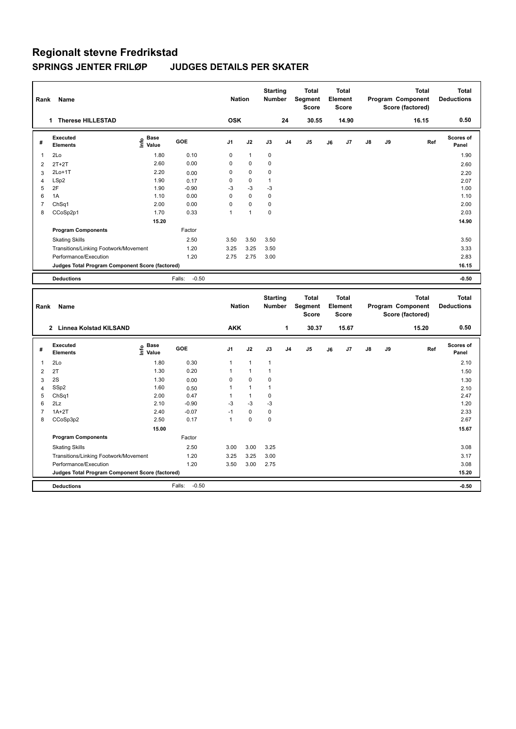# Regionalt stevne Fredrikstad

## SPRINGS JENTER FRILØP JUDGES DETAILS PER SKATER

| Rank | Name | Nation | Starting Number | Total Segment Score | Total Element Score | Total Program Component Score (factored) | Total Deductions |
|---|---|---|---|---|---|---|---|
| 1 | Therese HILLESTAD | OSK | 24 | 30.55 | 14.90 | 16.15 | 0.50 |

| # | Executed Elements | Info | Base Value | GOE | J1 | J2 | J3 | J4 | J5 | J6 | J7 | J8 | J9 | Ref | Scores of Panel |
|---|---|---|---|---|---|---|---|---|---|---|---|---|---|---|---|
| 1 | 2Lo | | 1.80 | 0.10 | 0 | 1 | 0 | | | | | | | | 1.90 |
| 2 | 2T+2T | | 2.60 | 0.00 | 0 | 0 | 0 | | | | | | | | 2.60 |
| 3 | 2Lo+1T | | 2.20 | 0.00 | 0 | 0 | 0 | | | | | | | | 2.20 |
| 4 | LSp2 | | 1.90 | 0.17 | 0 | 0 | 1 | | | | | | | | 2.07 |
| 5 | 2F | | 1.90 | -0.90 | -3 | -3 | -3 | | | | | | | | 1.00 |
| 6 | 1A | | 1.10 | 0.00 | 0 | 0 | 0 | | | | | | | | 1.10 |
| 7 | ChSq1 | | 2.00 | 0.00 | 0 | 0 | 0 | | | | | | | | 2.00 |
| 8 | CCoSp2p1 | | 1.70 | 0.33 | 1 | 1 | 0 | | | | | | | | 2.03 |
| | | | 15.20 | | | | | | | | | | | | 14.90 |

| Program Components | Factor | J1 | J2 | J3 | J4 | J5 | J6 | J7 | J8 | J9 | Scores of Panel |
|---|---|---|---|---|---|---|---|---|---|---|---|
| Skating Skills | 2.50 | 3.50 | 3.50 | 3.50 | | | | | | | 3.50 |
| Transitions/Linking Footwork/Movement | 1.20 | 3.25 | 3.25 | 3.50 | | | | | | | 3.33 |
| Performance/Execution | 1.20 | 2.75 | 2.75 | 3.00 | | | | | | | 2.83 |
| Judges Total Program Component Score (factored) | | | | | | | | | | | 16.15 |
| **Deductions** | Falls: -0.50 | | | | | | | | | | -0.50 |

| Rank | Name | Nation | Starting Number | Total Segment Score | Total Element Score | Total Program Component Score (factored) | Total Deductions |
|---|---|---|---|---|---|---|---|
| 2 | Linnea Kolstad KILSAND | AKK | 1 | 30.37 | 15.67 | 15.20 | 0.50 |

| # | Executed Elements | Info | Base Value | GOE | J1 | J2 | J3 | J4 | J5 | J6 | J7 | J8 | J9 | Ref | Scores of Panel |
|---|---|---|---|---|---|---|---|---|---|---|---|---|---|---|---|
| 1 | 2Lo | | 1.80 | 0.30 | 1 | 1 | 1 | | | | | | | | 2.10 |
| 2 | 2T | | 1.30 | 0.20 | 1 | 1 | 1 | | | | | | | | 1.50 |
| 3 | 2S | | 1.30 | 0.00 | 0 | 0 | 0 | | | | | | | | 1.30 |
| 4 | SSp2 | | 1.60 | 0.50 | 1 | 1 | 1 | | | | | | | | 2.10 |
| 5 | ChSq1 | | 2.00 | 0.47 | 1 | 1 | 0 | | | | | | | | 2.47 |
| 6 | 2Lz | | 2.10 | -0.90 | -3 | -3 | -3 | | | | | | | | 1.20 |
| 7 | 1A+2T | | 2.40 | -0.07 | -1 | 0 | 0 | | | | | | | | 2.33 |
| 8 | CCoSp3p2 | | 2.50 | 0.17 | 1 | 0 | 0 | | | | | | | | 2.67 |
| | | | 15.00 | | | | | | | | | | | | 15.67 |

| Program Components | Factor | J1 | J2 | J3 | J4 | J5 | J6 | J7 | J8 | J9 | Scores of Panel |
|---|---|---|---|---|---|---|---|---|---|---|---|
| Skating Skills | 2.50 | 3.00 | 3.00 | 3.25 | | | | | | | 3.08 |
| Transitions/Linking Footwork/Movement | 1.20 | 3.25 | 3.25 | 3.00 | | | | | | | 3.17 |
| Performance/Execution | 1.20 | 3.50 | 3.00 | 2.75 | | | | | | | 3.08 |
| Judges Total Program Component Score (factored) | | | | | | | | | | | 15.20 |
| **Deductions** | Falls: -0.50 | | | | | | | | | | -0.50 |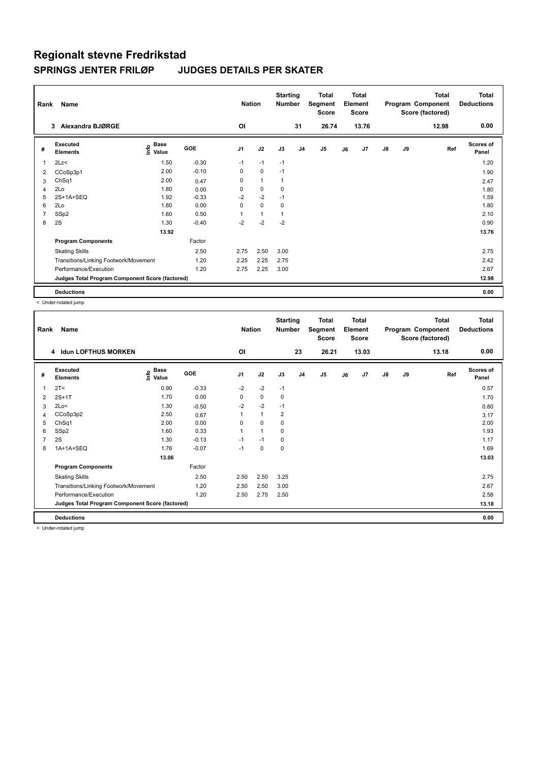# Regionalt stevne Fredrikstad

## SPRINGS JENTER FRILØP JUDGES DETAILS PER SKATER

| Rank | Name | Nation | Starting Number | Total Segment Score | Total Element Score | Total Program Component Score (factored) | Total Deductions |
|---|---|---|---|---|---|---|---|
| 3 | Alexandra BJØRGE | OI | 31 | 26.74 | 13.76 | 12.98 | 0.00 |

| # | Executed Elements | Info | Base Value | GOE | J1 | J2 | J3 | J4 | J5 | J6 | J7 | J8 | J9 | Ref | Scores of Panel |
|---|---|---|---|---|---|---|---|---|---|---|---|---|---|---|---|
| 1 | 2Lz< | | 1.50 | -0.30 | -1 | -1 | -1 | | | | | | | | 1.20 |
| 2 | CCoSp3p1 | | 2.00 | -0.10 | 0 | 0 | -1 | | | | | | | | 1.90 |
| 3 | ChSq1 | | 2.00 | 0.47 | 0 | 1 | 1 | | | | | | | | 2.47 |
| 4 | 2Lo | | 1.80 | 0.00 | 0 | 0 | 0 | | | | | | | | 1.80 |
| 5 | 2S+1A+SEQ | | 1.92 | -0.33 | -2 | -2 | -1 | | | | | | | | 1.59 |
| 6 | 2Lo | | 1.80 | 0.00 | 0 | 0 | 0 | | | | | | | | 1.80 |
| 7 | SSp2 | | 1.60 | 0.50 | 1 | 1 | 1 | | | | | | | | 2.10 |
| 8 | 2S | | 1.30 | -0.40 | -2 | -2 | -2 | | | | | | | | 0.90 |
| | | | 13.92 | | | | | | | | | | | | 13.76 |
| | **Program Components** | | | Factor | | | | | | | | | | | |
| | Skating Skills | | | 2.50 | 2.75 | 2.50 | 3.00 | | | | | | | | 2.75 |
| | Transitions/Linking Footwork/Movement | | | 1.20 | 2.25 | 2.25 | 2.75 | | | | | | | | 2.42 |
| | Performance/Execution | | | 1.20 | 2.75 | 2.25 | 3.00 | | | | | | | | 2.67 |
| | **Judges Total Program Component Score (factored)** | | | | | | | | | | | | | | **12.98** |
| | **Deductions** | | | | | | | | | | | | | | **0.00** |

< Under-rotated jump

| Rank | Name | Nation | Starting Number | Total Segment Score | Total Element Score | Total Program Component Score (factored) | Total Deductions |
|---|---|---|---|---|---|---|---|
| 4 | Idun LOFTHUS MORKEN | OI | 23 | 26.21 | 13.03 | 13.18 | 0.00 |

| # | Executed Elements | Info | Base Value | GOE | J1 | J2 | J3 | J4 | J5 | J6 | J7 | J8 | J9 | Ref | Scores of Panel |
|---|---|---|---|---|---|---|---|---|---|---|---|---|---|---|---|
| 1 | 2T< | | 0.90 | -0.33 | -2 | -2 | -1 | | | | | | | | 0.57 |
| 2 | 2S+1T | | 1.70 | 0.00 | 0 | 0 | 0 | | | | | | | | 1.70 |
| 3 | 2Lo< | | 1.30 | -0.50 | -2 | -2 | -1 | | | | | | | | 0.80 |
| 4 | CCoSp3p2 | | 2.50 | 0.67 | 1 | 1 | 2 | | | | | | | | 3.17 |
| 5 | ChSq1 | | 2.00 | 0.00 | 0 | 0 | 0 | | | | | | | | 2.00 |
| 6 | SSp2 | | 1.60 | 0.33 | 1 | 1 | 0 | | | | | | | | 1.93 |
| 7 | 2S | | 1.30 | -0.13 | -1 | -1 | 0 | | | | | | | | 1.17 |
| 8 | 1A+1A+SEQ | | 1.76 | -0.07 | -1 | 0 | 0 | | | | | | | | 1.69 |
| | | | 13.06 | | | | | | | | | | | | 13.03 |
| | **Program Components** | | | Factor | | | | | | | | | | | |
| | Skating Skills | | | 2.50 | 2.50 | 2.50 | 3.25 | | | | | | | | 2.75 |
| | Transitions/Linking Footwork/Movement | | | 1.20 | 2.50 | 2.50 | 3.00 | | | | | | | | 2.67 |
| | Performance/Execution | | | 1.20 | 2.50 | 2.75 | 2.50 | | | | | | | | 2.58 |
| | **Judges Total Program Component Score (factored)** | | | | | | | | | | | | | | **13.18** |
| | **Deductions** | | | | | | | | | | | | | | **0.00** |

< Under-rotated jump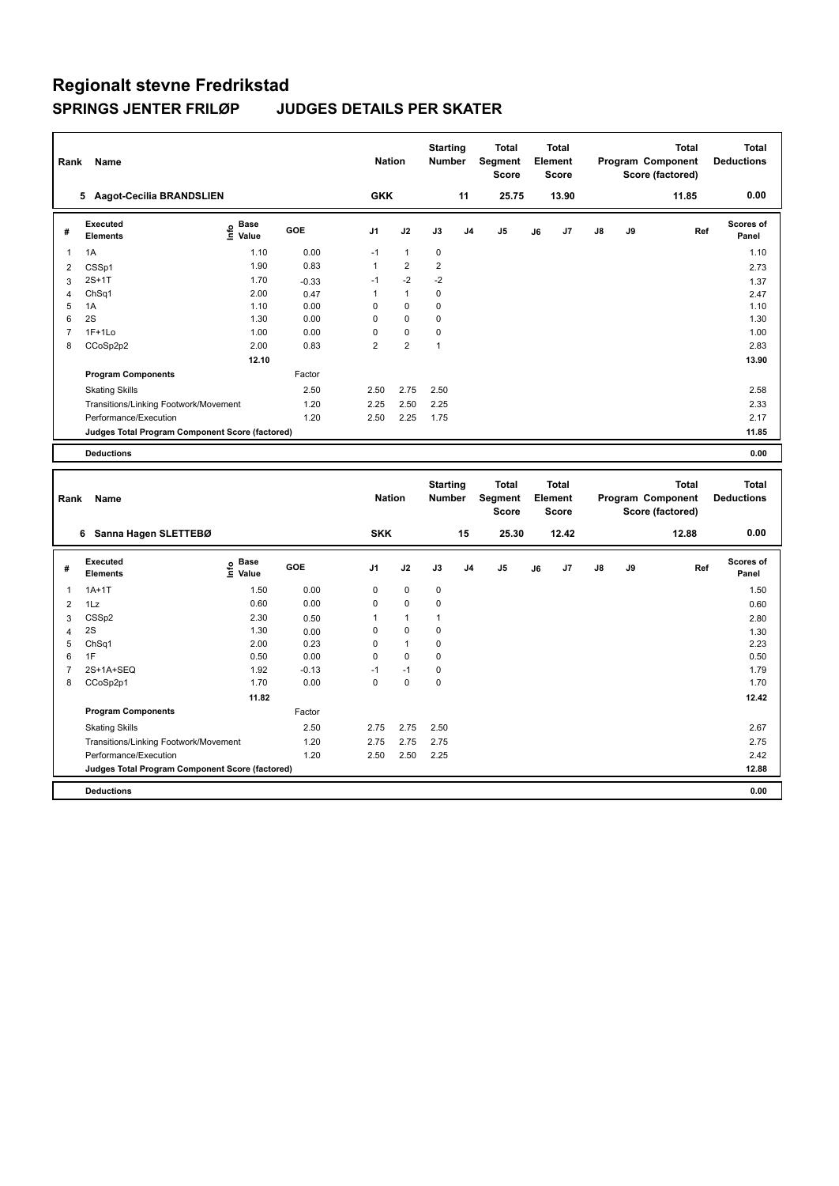# Regionalt stevne Fredrikstad

## SPRINGS JENTER FRILØP JUDGES DETAILS PER SKATER

| Rank | Name | Nation | Starting Number | Total Segment Score | Total Element Score | Total Program Component Score (factored) | Total Deductions |
|---|---|---|---|---|---|---|---|
| 5 | Aagot-Cecilia BRANDSLIEN | GKK | 11 | 25.75 | 13.90 | 11.85 | 0.00 |

| # | Executed Elements | Info | Base Value | GOE | J1 | J2 | J3 | J4 | J5 | J6 | J7 | J8 | J9 | Ref | Scores of Panel |
|---|---|---|---|---|---|---|---|---|---|---|---|---|---|---|---|
| 1 | 1A | | 1.10 | 0.00 | -1 | 1 | 0 | | | | | | | | 1.10 |
| 2 | CSSp1 | | 1.90 | 0.83 | 1 | 2 | 2 | | | | | | | | 2.73 |
| 3 | 2S+1T | | 1.70 | -0.33 | -1 | -2 | -2 | | | | | | | | 1.37 |
| 4 | ChSq1 | | 2.00 | 0.47 | 1 | 1 | 0 | | | | | | | | 2.47 |
| 5 | 1A | | 1.10 | 0.00 | 0 | 0 | 0 | | | | | | | | 1.10 |
| 6 | 2S | | 1.30 | 0.00 | 0 | 0 | 0 | | | | | | | | 1.30 |
| 7 | 1F+1Lo | | 1.00 | 0.00 | 0 | 0 | 0 | | | | | | | | 1.00 |
| 8 | CCoSp2p2 | | 2.00 | 0.83 | 2 | 2 | 1 | | | | | | | | 2.83 |
| | | | 12.10 | | | | | | | | | | | | 13.90 |
| | **Program Components** | | | Factor | | | | | | | | | | | |
| | Skating Skills | | | 2.50 | 2.50 | 2.75 | 2.50 | | | | | | | | 2.58 |
| | Transitions/Linking Footwork/Movement | | | 1.20 | 2.25 | 2.50 | 2.25 | | | | | | | | 2.33 |
| | Performance/Execution | | | 1.20 | 2.50 | 2.25 | 1.75 | | | | | | | | 2.17 |
| | **Judges Total Program Component Score (factored)** | | | | | | | | | | | | | | 11.85 |
| | **Deductions** | | | | | | | | | | | | | | 0.00 |

| Rank | Name | Nation | Starting Number | Total Segment Score | Total Element Score | Total Program Component Score (factored) | Total Deductions |
|---|---|---|---|---|---|---|---|
| 6 | Sanna Hagen SLETTEBØ | SKK | 15 | 25.30 | 12.42 | 12.88 | 0.00 |

| # | Executed Elements | Info | Base Value | GOE | J1 | J2 | J3 | J4 | J5 | J6 | J7 | J8 | J9 | Ref | Scores of Panel |
|---|---|---|---|---|---|---|---|---|---|---|---|---|---|---|---|
| 1 | 1A+1T | | 1.50 | 0.00 | 0 | 0 | 0 | | | | | | | | 1.50 |
| 2 | 1Lz | | 0.60 | 0.00 | 0 | 0 | 0 | | | | | | | | 0.60 |
| 3 | CSSp2 | | 2.30 | 0.50 | 1 | 1 | 1 | | | | | | | | 2.80 |
| 4 | 2S | | 1.30 | 0.00 | 0 | 0 | 0 | | | | | | | | 1.30 |
| 5 | ChSq1 | | 2.00 | 0.23 | 0 | 1 | 0 | | | | | | | | 2.23 |
| 6 | 1F | | 0.50 | 0.00 | 0 | 0 | 0 | | | | | | | | 0.50 |
| 7 | 2S+1A+SEQ | | 1.92 | -0.13 | -1 | -1 | 0 | | | | | | | | 1.79 |
| 8 | CCoSp2p1 | | 1.70 | 0.00 | 0 | 0 | 0 | | | | | | | | 1.70 |
| | | | 11.82 | | | | | | | | | | | | 12.42 |
| | **Program Components** | | | Factor | | | | | | | | | | | |
| | Skating Skills | | | 2.50 | 2.75 | 2.75 | 2.50 | | | | | | | | 2.67 |
| | Transitions/Linking Footwork/Movement | | | 1.20 | 2.75 | 2.75 | 2.75 | | | | | | | | 2.75 |
| | Performance/Execution | | | 1.20 | 2.50 | 2.50 | 2.25 | | | | | | | | 2.42 |
| | **Judges Total Program Component Score (factored)** | | | | | | | | | | | | | | 12.88 |
| | **Deductions** | | | | | | | | | | | | | | 0.00 |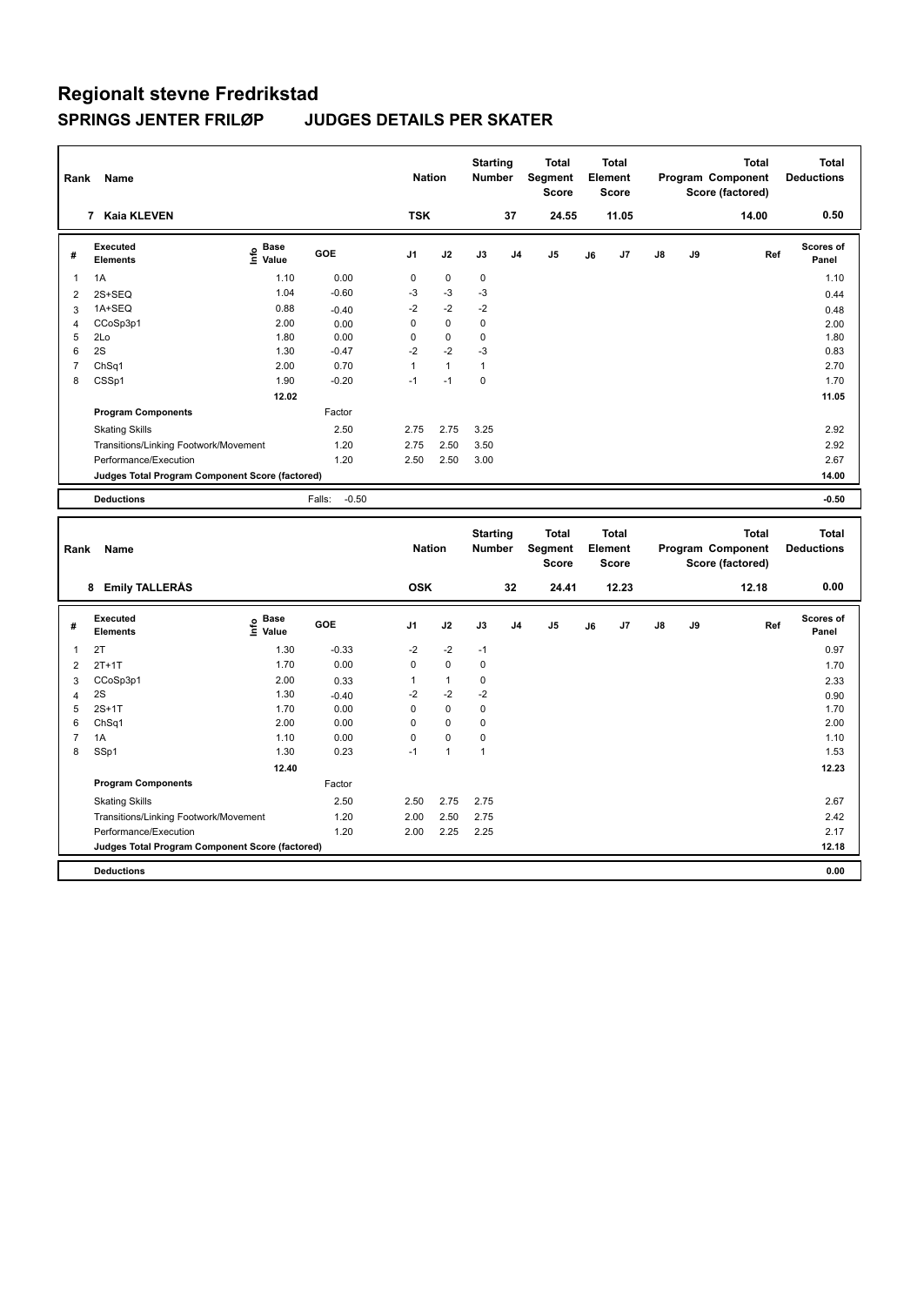# Regionalt stevne Fredrikstad

## SPRINGS JENTER FRILØP JUDGES DETAILS PER SKATER

| Rank | Name | Nation | Starting Number | Total Segment Score | Total Element Score | Total Program Component Score (factored) | Total Deductions |
|---|---|---|---|---|---|---|---|
| 7 | Kaia KLEVEN | TSK | 37 | 24.55 | 11.05 | 14.00 | 0.50 |

| # | Executed Elements | Info | Base Value | GOE | J1 | J2 | J3 | J4 | J5 | J6 | J7 | J8 | J9 | Ref | Scores of Panel |
|---|---|---|---|---|---|---|---|---|---|---|---|---|---|---|---|
| 1 | 1A | | 1.10 | 0.00 | 0 | 0 | 0 | | | | | | | | 1.10 |
| 2 | 2S+SEQ | | 1.04 | -0.60 | -3 | -3 | -3 | | | | | | | | 0.44 |
| 3 | 1A+SEQ | | 0.88 | -0.40 | -2 | -2 | -2 | | | | | | | | 0.48 |
| 4 | CCoSp3p1 | | 2.00 | 0.00 | 0 | 0 | 0 | | | | | | | | 2.00 |
| 5 | 2Lo | | 1.80 | 0.00 | 0 | 0 | 0 | | | | | | | | 1.80 |
| 6 | 2S | | 1.30 | -0.47 | -2 | -2 | -3 | | | | | | | | 0.83 |
| 7 | ChSq1 | | 2.00 | 0.70 | 1 | 1 | 1 | | | | | | | | 2.70 |
| 8 | CSSp1 | | 1.90 | -0.20 | -1 | -1 | 0 | | | | | | | | 1.70 |
| | | | 12.02 | | | | | | | | | | | | 11.05 |
| | **Program Components** | | | Factor | | | | | | | | | | | |
| | Skating Skills | | | 2.50 | 2.75 | 2.75 | 3.25 | | | | | | | | 2.92 |
| | Transitions/Linking Footwork/Movement | | | 1.20 | 2.75 | 2.50 | 3.50 | | | | | | | | 2.92 |
| | Performance/Execution | | | 1.20 | 2.50 | 2.50 | 3.00 | | | | | | | | 2.67 |
| | **Judges Total Program Component Score (factored)** | | | | | | | | | | | | | | 14.00 |
| | **Deductions** | | | Falls: -0.50 | | | | | | | | | | | -0.50 |

| Rank | Name | Nation | Starting Number | Total Segment Score | Total Element Score | Total Program Component Score (factored) | Total Deductions |
|---|---|---|---|---|---|---|---|
| 8 | Emily TALLERÅS | OSK | 32 | 24.41 | 12.23 | 12.18 | 0.00 |

| # | Executed Elements | Info | Base Value | GOE | J1 | J2 | J3 | J4 | J5 | J6 | J7 | J8 | J9 | Ref | Scores of Panel |
|---|---|---|---|---|---|---|---|---|---|---|---|---|---|---|---|
| 1 | 2T | | 1.30 | -0.33 | -2 | -2 | -1 | | | | | | | | 0.97 |
| 2 | 2T+1T | | 1.70 | 0.00 | 0 | 0 | 0 | | | | | | | | 1.70 |
| 3 | CCoSp3p1 | | 2.00 | 0.33 | 1 | 1 | 0 | | | | | | | | 2.33 |
| 4 | 2S | | 1.30 | -0.40 | -2 | -2 | -2 | | | | | | | | 0.90 |
| 5 | 2S+1T | | 1.70 | 0.00 | 0 | 0 | 0 | | | | | | | | 1.70 |
| 6 | ChSq1 | | 2.00 | 0.00 | 0 | 0 | 0 | | | | | | | | 2.00 |
| 7 | 1A | | 1.10 | 0.00 | 0 | 0 | 0 | | | | | | | | 1.10 |
| 8 | SSp1 | | 1.30 | 0.23 | -1 | 1 | 1 | | | | | | | | 1.53 |
| | | | 12.40 | | | | | | | | | | | | 12.23 |
| | **Program Components** | | | Factor | | | | | | | | | | | |
| | Skating Skills | | | 2.50 | 2.50 | 2.75 | 2.75 | | | | | | | | 2.67 |
| | Transitions/Linking Footwork/Movement | | | 1.20 | 2.00 | 2.50 | 2.75 | | | | | | | | 2.42 |
| | Performance/Execution | | | 1.20 | 2.00 | 2.25 | 2.25 | | | | | | | | 2.17 |
| | **Judges Total Program Component Score (factored)** | | | | | | | | | | | | | | 12.18 |
| | **Deductions** | | | | | | | | | | | | | | 0.00 |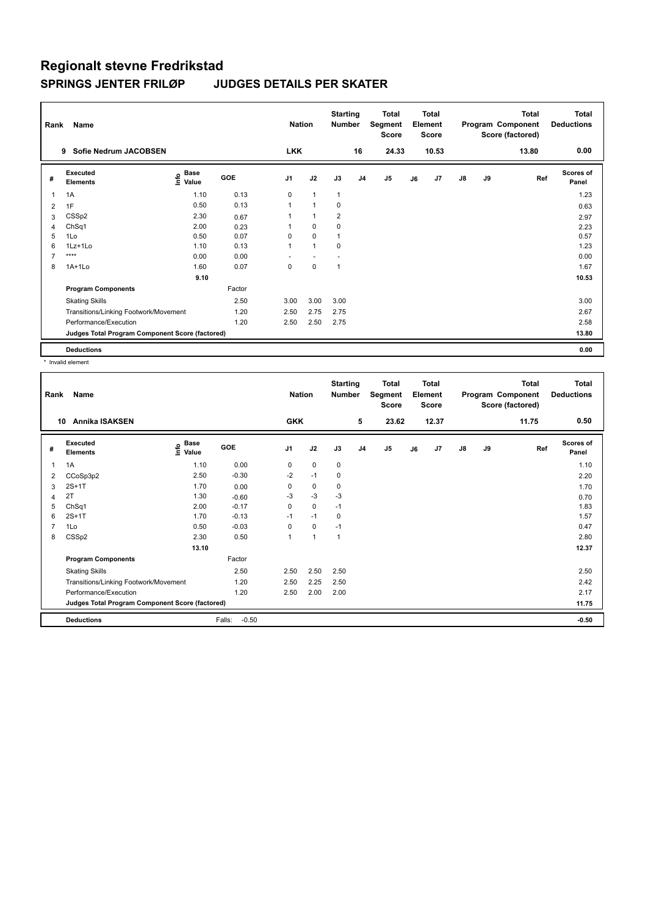# Regionalt stevne Fredrikstad

## SPRINGS JENTER FRILØP JUDGES DETAILS PER SKATER

| Rank | Name | Nation | Starting Number | Total Segment Score | Total Element Score | Total Program Component Score (factored) | Total Deductions |
|---|---|---|---|---|---|---|---|
| 9 | Sofie Nedrum JACOBSEN | LKK | 16 | 24.33 | 10.53 | 13.80 | 0.00 |

| # | Executed Elements | Info | Base Value | GOE | J1 | J2 | J3 | J4 | J5 | J6 | J7 | J8 | J9 | Ref | Scores of Panel |
|---|---|---|---|---|---|---|---|---|---|---|---|---|---|---|---|
| 1 | 1A | | 1.10 | 0.13 | 0 | 1 | 1 | | | | | | | | 1.23 |
| 2 | 1F | | 0.50 | 0.13 | 1 | 1 | 0 | | | | | | | | 0.63 |
| 3 | CSSp2 | | 2.30 | 0.67 | 1 | 1 | 2 | | | | | | | | 2.97 |
| 4 | ChSq1 | | 2.00 | 0.23 | 1 | 0 | 0 | | | | | | | | 2.23 |
| 5 | 1Lo | | 0.50 | 0.07 | 0 | 0 | 1 | | | | | | | | 0.57 |
| 6 | 1Lz+1Lo | | 1.10 | 0.13 | 1 | 1 | 0 | | | | | | | | 1.23 |
| 7 | **** | | 0.00 | 0.00 | - | - | - | | | | | | | | 0.00 |
| 8 | 1A+1Lo | | 1.60 | 0.07 | 0 | 0 | 1 | | | | | | | | 1.67 |
| | | | 9.10 | | | | | | | | | | | | 10.53 |
| | **Program Components** | | | Factor | | | | | | | | | | | |
| | Skating Skills | | | 2.50 | 3.00 | 3.00 | 3.00 | | | | | | | | 3.00 |
| | Transitions/Linking Footwork/Movement | | | 1.20 | 2.50 | 2.75 | 2.75 | | | | | | | | 2.67 |
| | Performance/Execution | | | 1.20 | 2.50 | 2.50 | 2.75 | | | | | | | | 2.58 |
| | **Judges Total Program Component Score (factored)** | | | | | | | | | | | | | | 13.80 |
| | **Deductions** | | | | | | | | | | | | | | 0.00 |

\* Invalid element

| Rank | Name | Nation | Starting Number | Total Segment Score | Total Element Score | Total Program Component Score (factored) | Total Deductions |
|---|---|---|---|---|---|---|---|
| 10 | Annika ISAKSEN | GKK | 5 | 23.62 | 12.37 | 11.75 | 0.50 |

| # | Executed Elements | Info | Base Value | GOE | J1 | J2 | J3 | J4 | J5 | J6 | J7 | J8 | J9 | Ref | Scores of Panel |
|---|---|---|---|---|---|---|---|---|---|---|---|---|---|---|---|
| 1 | 1A | | 1.10 | 0.00 | 0 | 0 | 0 | | | | | | | | 1.10 |
| 2 | CCoSp3p2 | | 2.50 | -0.30 | -2 | -1 | 0 | | | | | | | | 2.20 |
| 3 | 2S+1T | | 1.70 | 0.00 | 0 | 0 | 0 | | | | | | | | 1.70 |
| 4 | 2T | | 1.30 | -0.60 | -3 | -3 | -3 | | | | | | | | 0.70 |
| 5 | ChSq1 | | 2.00 | -0.17 | 0 | 0 | -1 | | | | | | | | 1.83 |
| 6 | 2S+1T | | 1.70 | -0.13 | -1 | -1 | 0 | | | | | | | | 1.57 |
| 7 | 1Lo | | 0.50 | -0.03 | 0 | 0 | -1 | | | | | | | | 0.47 |
| 8 | CSSp2 | | 2.30 | 0.50 | 1 | 1 | 1 | | | | | | | | 2.80 |
| | | | 13.10 | | | | | | | | | | | | 12.37 |
| | **Program Components** | | | Factor | | | | | | | | | | | |
| | Skating Skills | | | 2.50 | 2.50 | 2.50 | 2.50 | | | | | | | | 2.50 |
| | Transitions/Linking Footwork/Movement | | | 1.20 | 2.50 | 2.25 | 2.50 | | | | | | | | 2.42 |
| | Performance/Execution | | | 1.20 | 2.50 | 2.00 | 2.00 | | | | | | | | 2.17 |
| | **Judges Total Program Component Score (factored)** | | | | | | | | | | | | | | 11.75 |
| | **Deductions** | | | Falls: -0.50 | | | | | | | | | | | -0.50 |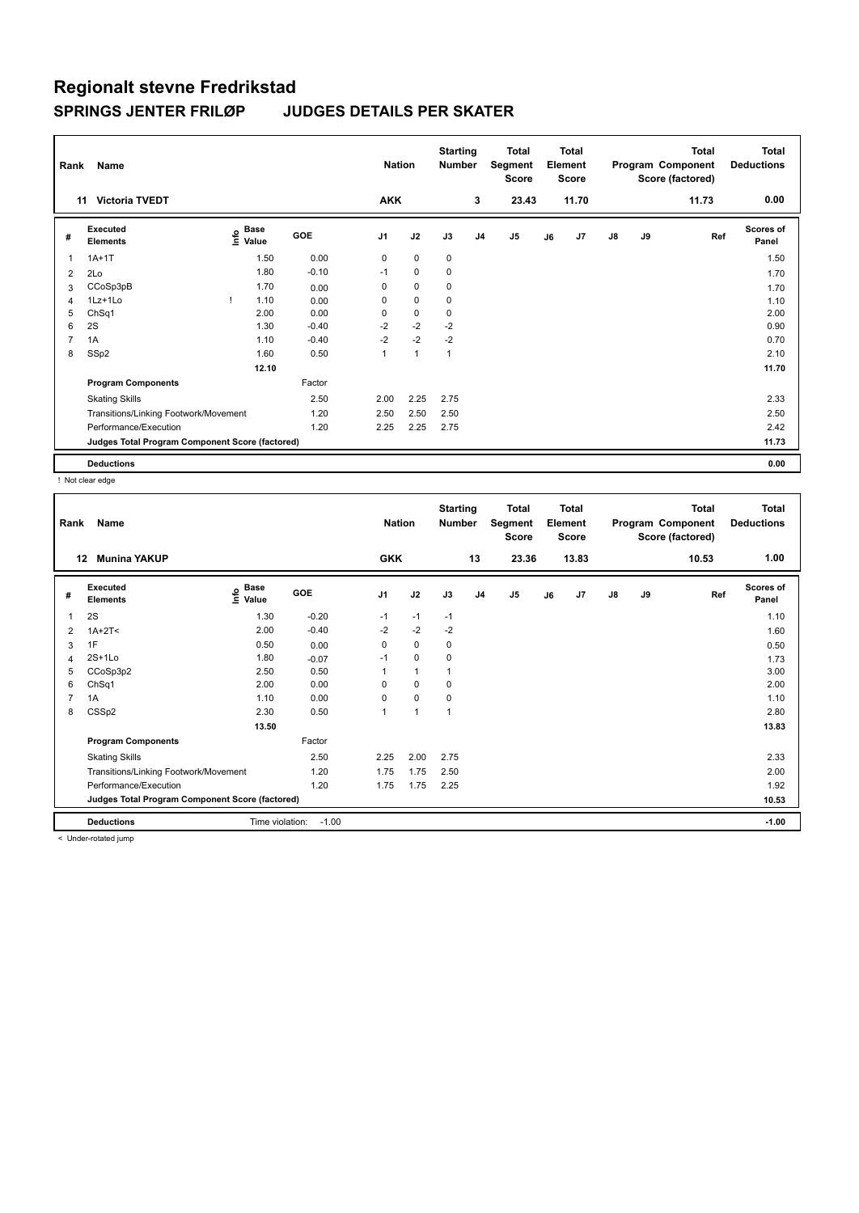# Regionalt stevne Fredrikstad

## SPRINGS JENTER FRILØP JUDGES DETAILS PER SKATER

| Rank | Name | Nation | Starting Number | Total Segment Score | Total Element Score | Total Program Component Score (factored) | Total Deductions |
|---|---|---|---|---|---|---|---|
| 11 | Victoria TVEDT | AKK | 3 | 23.43 | 11.70 | 11.73 | 0.00 |

| # | Executed Elements | Info | Base Value | GOE | J1 | J2 | J3 | J4 | J5 | J6 | J7 | J8 | J9 | Ref | Scores of Panel |
|---|---|---|---|---|---|---|---|---|---|---|---|---|---|---|---|
| 1 | 1A+1T | | 1.50 | 0.00 | 0 | 0 | 0 | | | | | | | | 1.50 |
| 2 | 2Lo | | 1.80 | -0.10 | -1 | 0 | 0 | | | | | | | | 1.70 |
| 3 | CCoSp3pB | | 1.70 | 0.00 | 0 | 0 | 0 | | | | | | | | 1.70 |
| 4 | 1Lz+1Lo | ! | 1.10 | 0.00 | 0 | 0 | 0 | | | | | | | | 1.10 |
| 5 | ChSq1 | | 2.00 | 0.00 | 0 | 0 | 0 | | | | | | | | 2.00 |
| 6 | 2S | | 1.30 | -0.40 | -2 | -2 | -2 | | | | | | | | 0.90 |
| 7 | 1A | | 1.10 | -0.40 | -2 | -2 | -2 | | | | | | | | 0.70 |
| 8 | SSp2 | | 1.60 | 0.50 | 1 | 1 | 1 | | | | | | | | 2.10 |
| | | | 12.10 | | | | | | | | | | | | 11.70 |
| | **Program Components** | | | Factor | | | | | | | | | | | |
| | Skating Skills | | | 2.50 | 2.00 | 2.25 | 2.75 | | | | | | | | 2.33 |
| | Transitions/Linking Footwork/Movement | | | 1.20 | 2.50 | 2.50 | 2.50 | | | | | | | | 2.50 |
| | Performance/Execution | | | 1.20 | 2.25 | 2.25 | 2.75 | | | | | | | | 2.42 |
| | **Judges Total Program Component Score (factored)** | | | | | | | | | | | | | | 11.73 |
| | **Deductions** | | | | | | | | | | | | | | 0.00 |

! Not clear edge

| Rank | Name | Nation | Starting Number | Total Segment Score | Total Element Score | Total Program Component Score (factored) | Total Deductions |
|---|---|---|---|---|---|---|---|
| 12 | Munina YAKUP | GKK | 13 | 23.36 | 13.83 | 10.53 | 1.00 |

| # | Executed Elements | Info | Base Value | GOE | J1 | J2 | J3 | J4 | J5 | J6 | J7 | J8 | J9 | Ref | Scores of Panel |
|---|---|---|---|---|---|---|---|---|---|---|---|---|---|---|---|
| 1 | 2S | | 1.30 | -0.20 | -1 | -1 | -1 | | | | | | | | 1.10 |
| 2 | 1A+2T< | | 2.00 | -0.40 | -2 | -2 | -2 | | | | | | | | 1.60 |
| 3 | 1F | | 0.50 | 0.00 | 0 | 0 | 0 | | | | | | | | 0.50 |
| 4 | 2S+1Lo | | 1.80 | -0.07 | -1 | 0 | 0 | | | | | | | | 1.73 |
| 5 | CCoSp3p2 | | 2.50 | 0.50 | 1 | 1 | 1 | | | | | | | | 3.00 |
| 6 | ChSq1 | | 2.00 | 0.00 | 0 | 0 | 0 | | | | | | | | 2.00 |
| 7 | 1A | | 1.10 | 0.00 | 0 | 0 | 0 | | | | | | | | 1.10 |
| 8 | CSSp2 | | 2.30 | 0.50 | 1 | 1 | 1 | | | | | | | | 2.80 |
| | | | 13.50 | | | | | | | | | | | | 13.83 |
| | **Program Components** | | | Factor | | | | | | | | | | | |
| | Skating Skills | | | 2.50 | 2.25 | 2.00 | 2.75 | | | | | | | | 2.33 |
| | Transitions/Linking Footwork/Movement | | | 1.20 | 1.75 | 1.75 | 2.50 | | | | | | | | 2.00 |
| | Performance/Execution | | | 1.20 | 1.75 | 1.75 | 2.25 | | | | | | | | 1.92 |
| | **Judges Total Program Component Score (factored)** | | | | | | | | | | | | | | 10.53 |
| | **Deductions** | Time violation: | -1.00 | | | | | | | | | | | | -1.00 |

< Under-rotated jump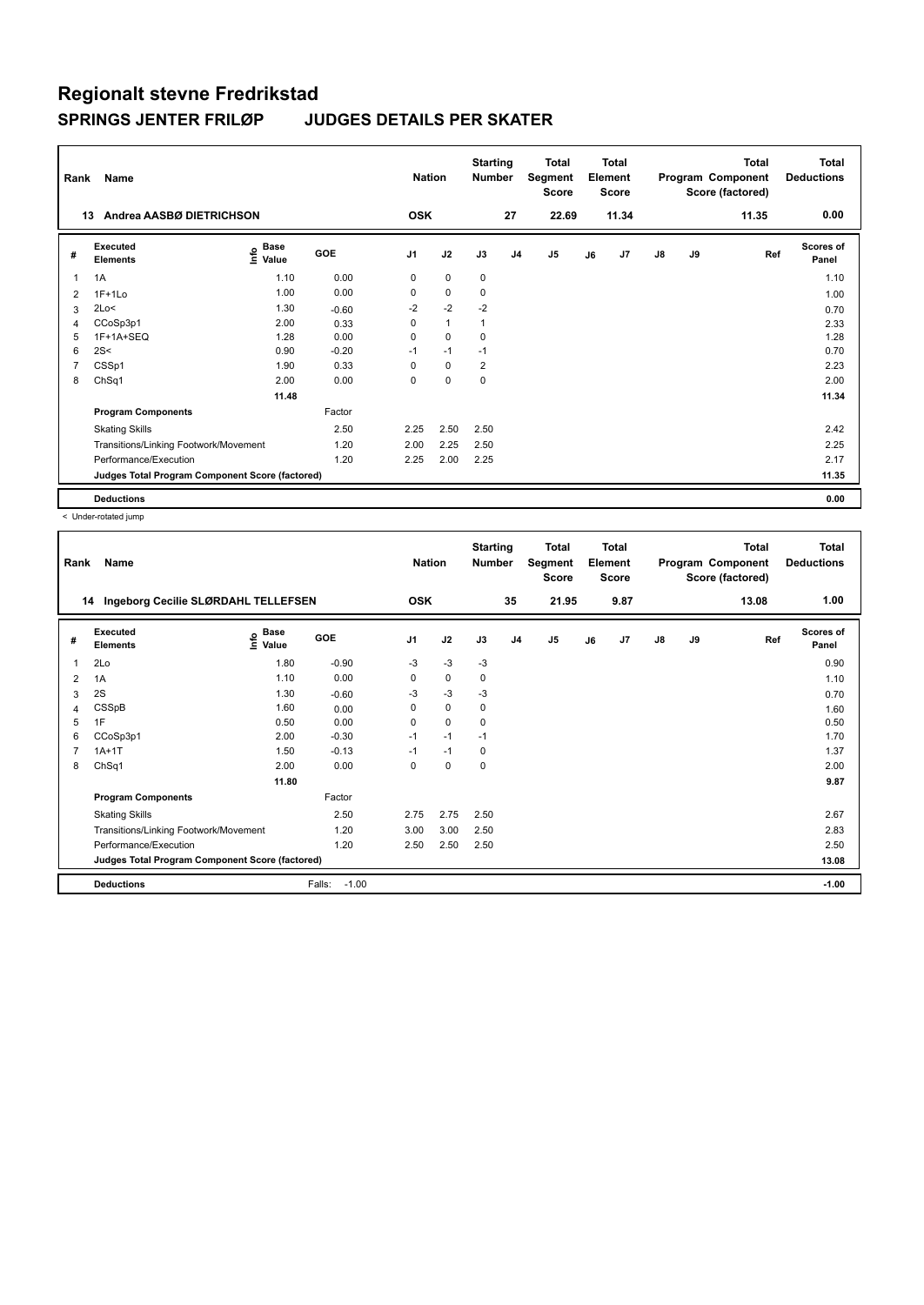# Regionalt stevne Fredrikstad

## SPRINGS JENTER FRILØP JUDGES DETAILS PER SKATER

| Rank | Name | Nation | Starting Number | Total Segment Score | Total Element Score | Total Program Component Score (factored) | Total Deductions |
|---|---|---|---|---|---|---|---|
| 13 | Andrea AASBØ DIETRICHSON | OSK | 27 | 22.69 | 11.34 | 11.35 | 0.00 |

| # | Executed Elements | Info | Base Value | GOE | J1 | J2 | J3 | J4 | J5 | J6 | J7 | J8 | J9 | Ref | Scores of Panel |
|---|---|---|---|---|---|---|---|---|---|---|---|---|---|---|---|
| 1 | 1A | | 1.10 | 0.00 | 0 | 0 | 0 | | | | | | | | 1.10 |
| 2 | 1F+1Lo | | 1.00 | 0.00 | 0 | 0 | 0 | | | | | | | | 1.00 |
| 3 | 2Lo< | < | 1.30 | -0.60 | -2 | -2 | -2 | | | | | | | | 0.70 |
| 4 | CCoSp3p1 | | 2.00 | 0.33 | 0 | 1 | 1 | | | | | | | | 2.33 |
| 5 | 1F+1A+SEQ | | 1.28 | 0.00 | 0 | 0 | 0 | | | | | | | | 1.28 |
| 6 | 2S< | < | 0.90 | -0.20 | -1 | -1 | -1 | | | | | | | | 0.70 |
| 7 | CSSp1 | | 1.90 | 0.33 | 0 | 0 | 2 | | | | | | | | 2.23 |
| 8 | ChSq1 | | 2.00 | 0.00 | 0 | 0 | 0 | | | | | | | | 2.00 |
| | | | 11.48 | | | | | | | | | | | | 11.34 |
| | **Program Components** | | | Factor | | | | | | | | | | | |
| | Skating Skills | | | 2.50 | 2.25 | 2.50 | 2.50 | | | | | | | | 2.42 |
| | Transitions/Linking Footwork/Movement | | | 1.20 | 2.00 | 2.25 | 2.50 | | | | | | | | 2.25 |
| | Performance/Execution | | | 1.20 | 2.25 | 2.00 | 2.25 | | | | | | | | 2.17 |
| | **Judges Total Program Component Score (factored)** | | | | | | | | | | | | | | 11.35 |
| | **Deductions** | | | | | | | | | | | | | | 0.00 |

< Under-rotated jump

| Rank | Name | Nation | Starting Number | Total Segment Score | Total Element Score | Total Program Component Score (factored) | Total Deductions |
|---|---|---|---|---|---|---|---|
| 14 | Ingeborg Cecilie SLØRDAHL TELLEFSEN | OSK | 35 | 21.95 | 9.87 | 13.08 | 1.00 |

| # | Executed Elements | Info | Base Value | GOE | J1 | J2 | J3 | J4 | J5 | J6 | J7 | J8 | J9 | Ref | Scores of Panel |
|---|---|---|---|---|---|---|---|---|---|---|---|---|---|---|---|
| 1 | 2Lo | | 1.80 | -0.90 | -3 | -3 | -3 | | | | | | | | 0.90 |
| 2 | 1A | | 1.10 | 0.00 | 0 | 0 | 0 | | | | | | | | 1.10 |
| 3 | 2S | | 1.30 | -0.60 | -3 | -3 | -3 | | | | | | | | 0.70 |
| 4 | CSSpB | | 1.60 | 0.00 | 0 | 0 | 0 | | | | | | | | 1.60 |
| 5 | 1F | | 0.50 | 0.00 | 0 | 0 | 0 | | | | | | | | 0.50 |
| 6 | CCoSp3p1 | | 2.00 | -0.30 | -1 | -1 | -1 | | | | | | | | 1.70 |
| 7 | 1A+1T | | 1.50 | -0.13 | -1 | -1 | 0 | | | | | | | | 1.37 |
| 8 | ChSq1 | | 2.00 | 0.00 | 0 | 0 | 0 | | | | | | | | 2.00 |
| | | | 11.80 | | | | | | | | | | | | 9.87 |
| | **Program Components** | | | Factor | | | | | | | | | | | |
| | Skating Skills | | | 2.50 | 2.75 | 2.75 | 2.50 | | | | | | | | 2.67 |
| | Transitions/Linking Footwork/Movement | | | 1.20 | 3.00 | 3.00 | 2.50 | | | | | | | | 2.83 |
| | Performance/Execution | | | 1.20 | 2.50 | 2.50 | 2.50 | | | | | | | | 2.50 |
| | **Judges Total Program Component Score (factored)** | | | | | | | | | | | | | | 13.08 |
| | **Deductions** | | | Falls: -1.00 | | | | | | | | | | | -1.00 |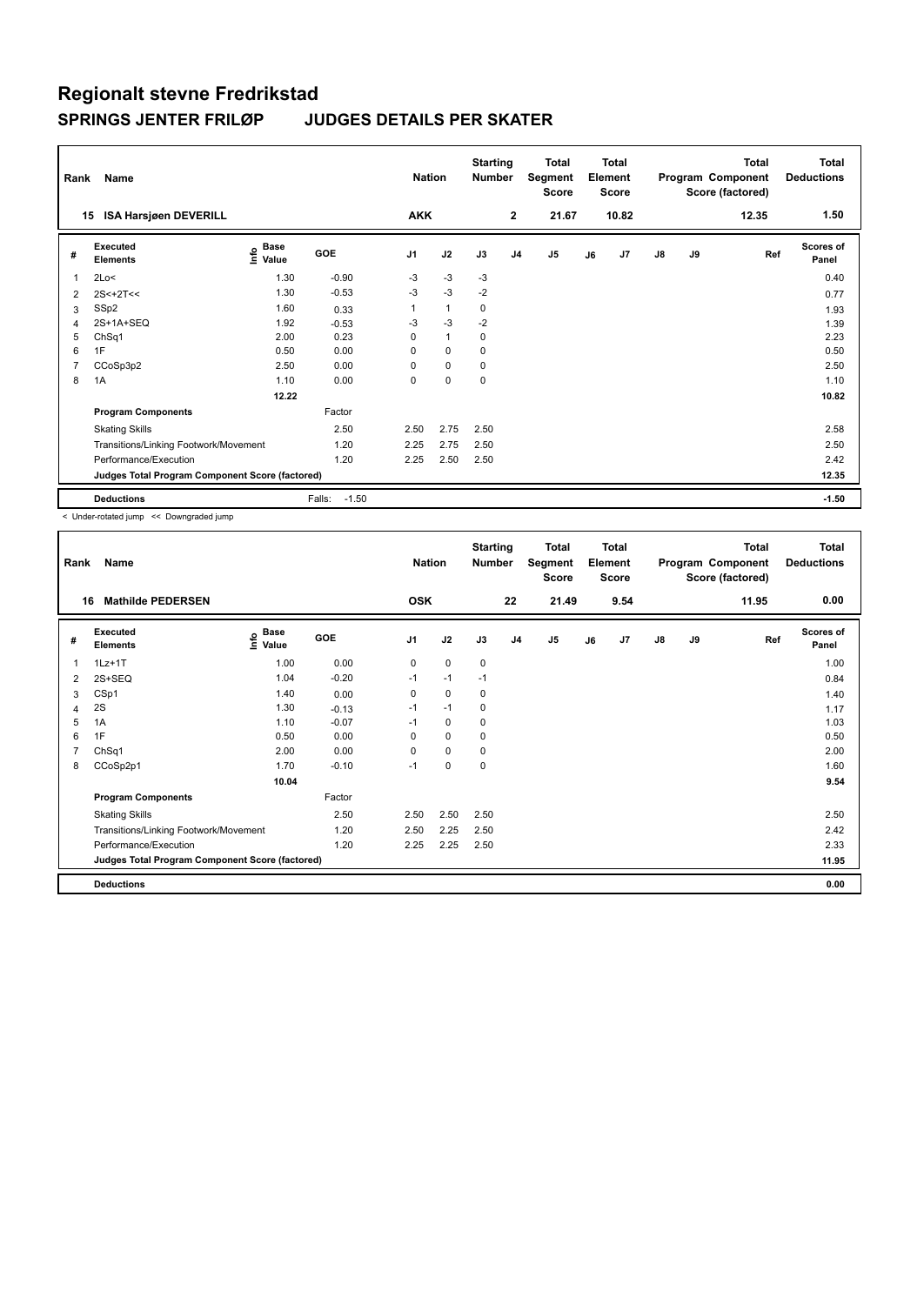# Regionalt stevne Fredrikstad

## SPRINGS JENTER FRILØP JUDGES DETAILS PER SKATER

| Rank | Name | Nation | Starting Number | Total Segment Score | Total Element Score | Total Program Component Score (factored) | Total Deductions |
|---|---|---|---|---|---|---|---|
| 15 | ISA Harsjøen DEVERILL | AKK | 2 | 21.67 | 10.82 | 12.35 | 1.50 |

| # | Executed Elements | Info | Base Value | GOE | J1 | J2 | J3 | J4 | J5 | J6 | J7 | J8 | J9 | Ref | Scores of Panel |
|---|---|---|---|---|---|---|---|---|---|---|---|---|---|---|---|
| 1 | 2Lo< | | 1.30 | -0.90 | -3 | -3 | -3 | | | | | | | | 0.40 |
| 2 | 2S<+2T<< | | 1.30 | -0.53 | -3 | -3 | -2 | | | | | | | | 0.77 |
| 3 | SSp2 | | 1.60 | 0.33 | 1 | 1 | 0 | | | | | | | | 1.93 |
| 4 | 2S+1A+SEQ | | 1.92 | -0.53 | -3 | -3 | -2 | | | | | | | | 1.39 |
| 5 | ChSq1 | | 2.00 | 0.23 | 0 | 1 | 0 | | | | | | | | 2.23 |
| 6 | 1F | | 0.50 | 0.00 | 0 | 0 | 0 | | | | | | | | 0.50 |
| 7 | CCoSp3p2 | | 2.50 | 0.00 | 0 | 0 | 0 | | | | | | | | 2.50 |
| 8 | 1A | | 1.10 | 0.00 | 0 | 0 | 0 | | | | | | | | 1.10 |
| | | | 12.22 | | | | | | | | | | | | 10.82 |
| | **Program Components** | | | Factor | | | | | | | | | | | |
| | Skating Skills | | | 2.50 | 2.50 | 2.75 | 2.50 | | | | | | | | 2.58 |
| | Transitions/Linking Footwork/Movement | | | 1.20 | 2.25 | 2.75 | 2.50 | | | | | | | | 2.50 |
| | Performance/Execution | | | 1.20 | 2.25 | 2.50 | 2.50 | | | | | | | | 2.42 |
| | **Judges Total Program Component Score (factored)** | | | | | | | | | | | | | | 12.35 |
| | **Deductions** | | | Falls: -1.50 | | | | | | | | | | | -1.50 |

< Under-rotated jump << Downgraded jump

| Rank | Name | Nation | Starting Number | Total Segment Score | Total Element Score | Total Program Component Score (factored) | Total Deductions |
|---|---|---|---|---|---|---|---|
| 16 | Mathilde PEDERSEN | OSK | 22 | 21.49 | 9.54 | 11.95 | 0.00 |

| # | Executed Elements | Info | Base Value | GOE | J1 | J2 | J3 | J4 | J5 | J6 | J7 | J8 | J9 | Ref | Scores of Panel |
|---|---|---|---|---|---|---|---|---|---|---|---|---|---|---|---|
| 1 | 1Lz+1T | | 1.00 | 0.00 | 0 | 0 | 0 | | | | | | | | 1.00 |
| 2 | 2S+SEQ | | 1.04 | -0.20 | -1 | -1 | -1 | | | | | | | | 0.84 |
| 3 | CSp1 | | 1.40 | 0.00 | 0 | 0 | 0 | | | | | | | | 1.40 |
| 4 | 2S | | 1.30 | -0.13 | -1 | -1 | 0 | | | | | | | | 1.17 |
| 5 | 1A | | 1.10 | -0.07 | -1 | 0 | 0 | | | | | | | | 1.03 |
| 6 | 1F | | 0.50 | 0.00 | 0 | 0 | 0 | | | | | | | | 0.50 |
| 7 | ChSq1 | | 2.00 | 0.00 | 0 | 0 | 0 | | | | | | | | 2.00 |
| 8 | CCoSp2p1 | | 1.70 | -0.10 | -1 | 0 | 0 | | | | | | | | 1.60 |
| | | | 10.04 | | | | | | | | | | | | 9.54 |
| | **Program Components** | | | Factor | | | | | | | | | | | |
| | Skating Skills | | | 2.50 | 2.50 | 2.50 | 2.50 | | | | | | | | 2.50 |
| | Transitions/Linking Footwork/Movement | | | 1.20 | 2.50 | 2.25 | 2.50 | | | | | | | | 2.42 |
| | Performance/Execution | | | 1.20 | 2.25 | 2.25 | 2.50 | | | | | | | | 2.33 |
| | **Judges Total Program Component Score (factored)** | | | | | | | | | | | | | | 11.95 |
| | **Deductions** | | | | | | | | | | | | | | 0.00 |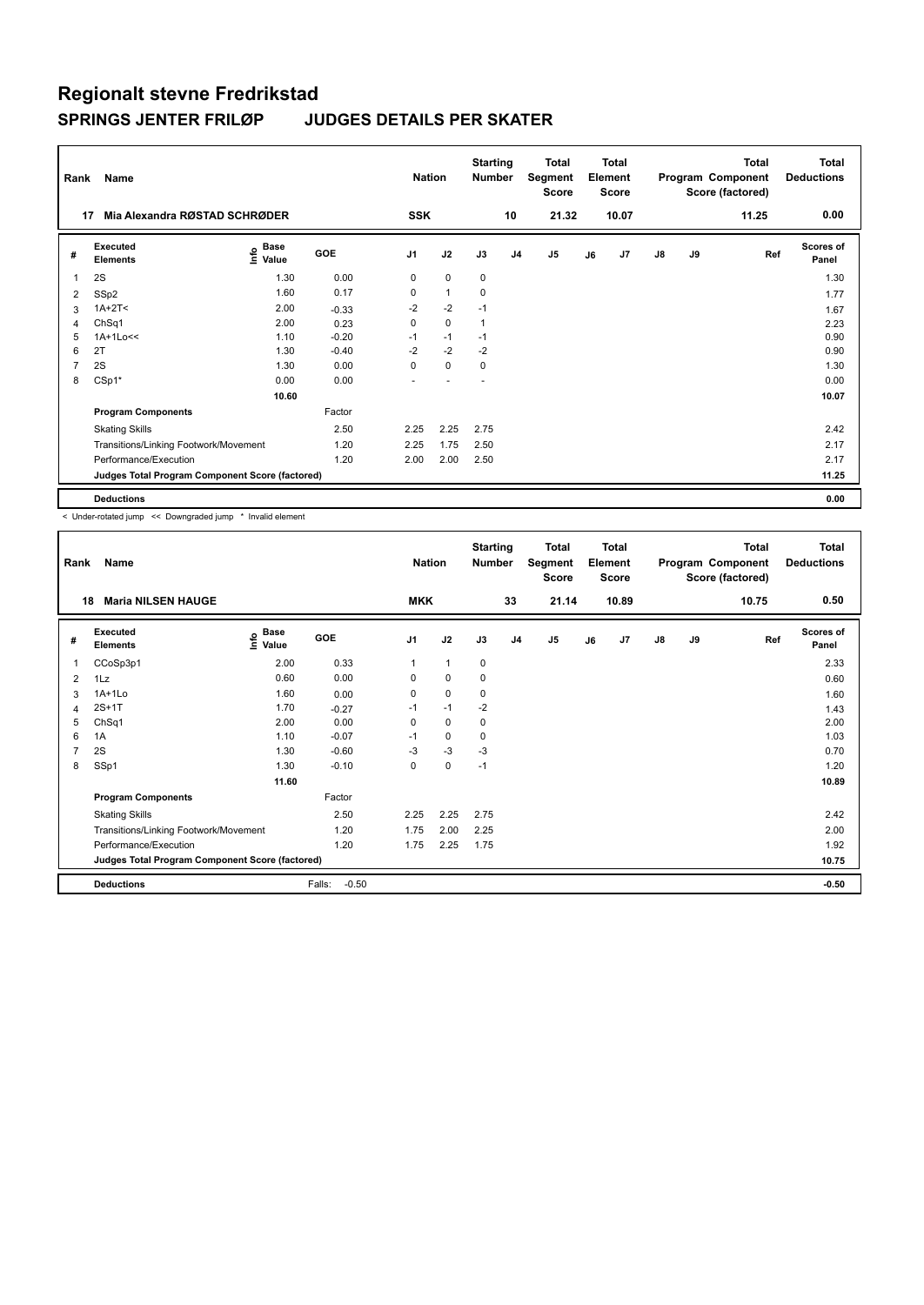# Regionalt stevne Fredrikstad

## SPRINGS JENTER FRILØP JUDGES DETAILS PER SKATER

| Rank | Name | Nation | Starting Number | Total Segment Score | Total Element Score | Total Program Component Score (factored) | Total Deductions |
|---|---|---|---|---|---|---|---|
| 17 | Mia Alexandra RØSTAD SCHRØDER | SSK | 10 | 21.32 | 10.07 | 11.25 | 0.00 |

| # | Executed Elements | Info | Base Value | GOE | J1 | J2 | J3 | J4 | J5 | J6 | J7 | J8 | J9 | Ref | Scores of Panel |
|---|---|---|---|---|---|---|---|---|---|---|---|---|---|---|---|
| 1 | 2S | | 1.30 | 0.00 | 0 | 0 | 0 | | | | | | | | 1.30 |
| 2 | SSp2 | | 1.60 | 0.17 | 0 | 1 | 0 | | | | | | | | 1.77 |
| 3 | 1A+2T< | | 2.00 | -0.33 | -2 | -2 | -1 | | | | | | | | 1.67 |
| 4 | ChSq1 | | 2.00 | 0.23 | 0 | 0 | 1 | | | | | | | | 2.23 |
| 5 | 1A+1Lo<< | | 1.10 | -0.20 | -1 | -1 | -1 | | | | | | | | 0.90 |
| 6 | 2T | | 1.30 | -0.40 | -2 | -2 | -2 | | | | | | | | 0.90 |
| 7 | 2S | | 1.30 | 0.00 | 0 | 0 | 0 | | | | | | | | 1.30 |
| 8 | CSp1* | | 0.00 | 0.00 | - | - | - | | | | | | | | 0.00 |
| | | | 10.60 | | | | | | | | | | | | 10.07 |
| | **Program Components** | | | Factor | | | | | | | | | | | |
| | Skating Skills | | | 2.50 | 2.25 | 2.25 | 2.75 | | | | | | | | 2.42 |
| | Transitions/Linking Footwork/Movement | | | 1.20 | 2.25 | 1.75 | 2.50 | | | | | | | | 2.17 |
| | Performance/Execution | | | 1.20 | 2.00 | 2.00 | 2.50 | | | | | | | | 2.17 |
| | **Judges Total Program Component Score (factored)** | | | | | | | | | | | | | | 11.25 |
| | **Deductions** | | | | | | | | | | | | | | 0.00 |

< Under-rotated jump << Downgraded jump * Invalid element

| Rank | Name | Nation | Starting Number | Total Segment Score | Total Element Score | Total Program Component Score (factored) | Total Deductions |
|---|---|---|---|---|---|---|---|
| 18 | Maria NILSEN HAUGE | MKK | 33 | 21.14 | 10.89 | 10.75 | 0.50 |

| # | Executed Elements | Info | Base Value | GOE | J1 | J2 | J3 | J4 | J5 | J6 | J7 | J8 | J9 | Ref | Scores of Panel |
|---|---|---|---|---|---|---|---|---|---|---|---|---|---|---|---|
| 1 | CCoSp3p1 | | 2.00 | 0.33 | 1 | 1 | 0 | | | | | | | | 2.33 |
| 2 | 1Lz | | 0.60 | 0.00 | 0 | 0 | 0 | | | | | | | | 0.60 |
| 3 | 1A+1Lo | | 1.60 | 0.00 | 0 | 0 | 0 | | | | | | | | 1.60 |
| 4 | 2S+1T | | 1.70 | -0.27 | -1 | -1 | -2 | | | | | | | | 1.43 |
| 5 | ChSq1 | | 2.00 | 0.00 | 0 | 0 | 0 | | | | | | | | 2.00 |
| 6 | 1A | | 1.10 | -0.07 | -1 | 0 | 0 | | | | | | | | 1.03 |
| 7 | 2S | | 1.30 | -0.60 | -3 | -3 | -3 | | | | | | | | 0.70 |
| 8 | SSp1 | | 1.30 | -0.10 | 0 | 0 | -1 | | | | | | | | 1.20 |
| | | | 11.60 | | | | | | | | | | | | 10.89 |
| | **Program Components** | | | Factor | | | | | | | | | | | |
| | Skating Skills | | | 2.50 | 2.25 | 2.25 | 2.75 | | | | | | | | 2.42 |
| | Transitions/Linking Footwork/Movement | | | 1.20 | 1.75 | 2.00 | 2.25 | | | | | | | | 2.00 |
| | Performance/Execution | | | 1.20 | 1.75 | 2.25 | 1.75 | | | | | | | | 1.92 |
| | **Judges Total Program Component Score (factored)** | | | | | | | | | | | | | | 10.75 |
| | **Deductions** | | | Falls: -0.50 | | | | | | | | | | | -0.50 |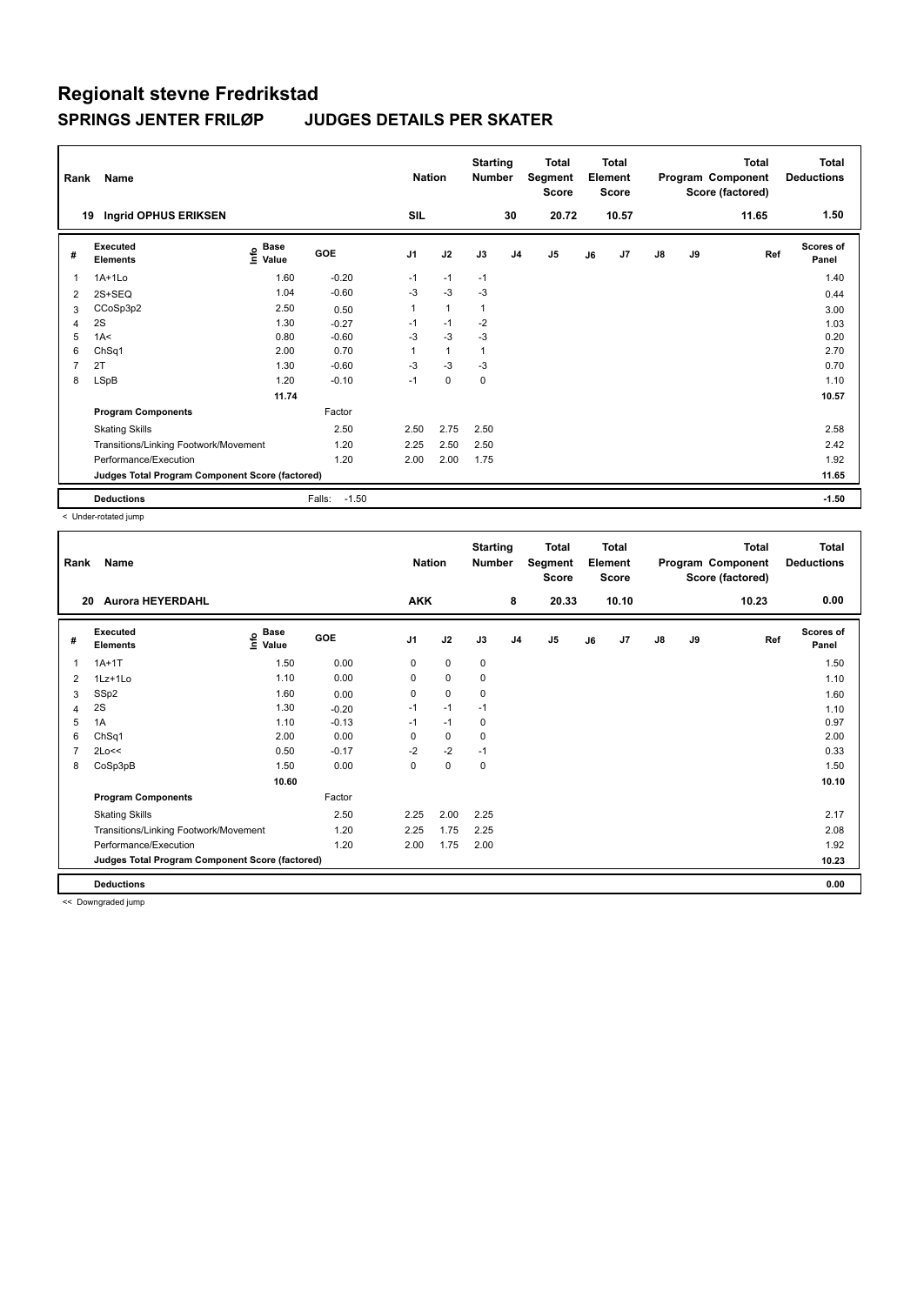# Regionalt stevne Fredrikstad

## SPRINGS JENTER FRILØP JUDGES DETAILS PER SKATER

| Rank | Name | Nation | Starting Number | Total Segment Score | Total Element Score | Total Program Component Score (factored) | Total Deductions |
|---|---|---|---|---|---|---|---|
| 19 | Ingrid OPHUS ERIKSEN | SIL | 30 | 20.72 | 10.57 | 11.65 | 1.50 |

| # | Executed Elements | Info | Base Value | GOE | J1 | J2 | J3 | J4 | J5 | J6 | J7 | J8 | J9 | Ref | Scores of Panel |
|---|---|---|---|---|---|---|---|---|---|---|---|---|---|---|---|
| 1 | 1A+1Lo | | 1.60 | -0.20 | -1 | -1 | -1 | | | | | | | | 1.40 |
| 2 | 2S+SEQ | | 1.04 | -0.60 | -3 | -3 | -3 | | | | | | | | 0.44 |
| 3 | CCoSp3p2 | | 2.50 | 0.50 | 1 | 1 | 1 | | | | | | | | 3.00 |
| 4 | 2S | | 1.30 | -0.27 | -1 | -1 | -2 | | | | | | | | 1.03 |
| 5 | 1A< | | 0.80 | -0.60 | -3 | -3 | -3 | | | | | | | | 0.20 |
| 6 | ChSq1 | | 2.00 | 0.70 | 1 | 1 | 1 | | | | | | | | 2.70 |
| 7 | 2T | | 1.30 | -0.60 | -3 | -3 | -3 | | | | | | | | 0.70 |
| 8 | LSpB | | 1.20 | -0.10 | -1 | 0 | 0 | | | | | | | | 1.10 |
| | | | 11.74 | | | | | | | | | | | | 10.57 |
| | **Program Components** | | | Factor | | | | | | | | | | | |
| | Skating Skills | | | 2.50 | 2.50 | 2.75 | 2.50 | | | | | | | | 2.58 |
| | Transitions/Linking Footwork/Movement | | | 1.20 | 2.25 | 2.50 | 2.50 | | | | | | | | 2.42 |
| | Performance/Execution | | | 1.20 | 2.00 | 2.00 | 1.75 | | | | | | | | 1.92 |
| | **Judges Total Program Component Score (factored)** | | | | | | | | | | | | | | 11.65 |
| | **Deductions** | | | Falls: -1.50 | | | | | | | | | | | -1.50 |

< Under-rotated jump

| Rank | Name | Nation | Starting Number | Total Segment Score | Total Element Score | Total Program Component Score (factored) | Total Deductions |
|---|---|---|---|---|---|---|---|
| 20 | Aurora HEYERDAHL | AKK | 8 | 20.33 | 10.10 | 10.23 | 0.00 |

| # | Executed Elements | Info | Base Value | GOE | J1 | J2 | J3 | J4 | J5 | J6 | J7 | J8 | J9 | Ref | Scores of Panel |
|---|---|---|---|---|---|---|---|---|---|---|---|---|---|---|---|
| 1 | 1A+1T | | 1.50 | 0.00 | 0 | 0 | 0 | | | | | | | | 1.50 |
| 2 | 1Lz+1Lo | | 1.10 | 0.00 | 0 | 0 | 0 | | | | | | | | 1.10 |
| 3 | SSp2 | | 1.60 | 0.00 | 0 | 0 | 0 | | | | | | | | 1.60 |
| 4 | 2S | | 1.30 | -0.20 | -1 | -1 | -1 | | | | | | | | 1.10 |
| 5 | 1A | | 1.10 | -0.13 | -1 | -1 | 0 | | | | | | | | 0.97 |
| 6 | ChSq1 | | 2.00 | 0.00 | 0 | 0 | 0 | | | | | | | | 2.00 |
| 7 | 2Lo<< | | 0.50 | -0.17 | -2 | -2 | -1 | | | | | | | | 0.33 |
| 8 | CoSp3pB | | 1.50 | 0.00 | 0 | 0 | 0 | | | | | | | | 1.50 |
| | | | 10.60 | | | | | | | | | | | | 10.10 |
| | **Program Components** | | | Factor | | | | | | | | | | | |
| | Skating Skills | | | 2.50 | 2.25 | 2.00 | 2.25 | | | | | | | | 2.17 |
| | Transitions/Linking Footwork/Movement | | | 1.20 | 2.25 | 1.75 | 2.25 | | | | | | | | 2.08 |
| | Performance/Execution | | | 1.20 | 2.00 | 1.75 | 2.00 | | | | | | | | 1.92 |
| | **Judges Total Program Component Score (factored)** | | | | | | | | | | | | | | 10.23 |
| | **Deductions** | | | | | | | | | | | | | | 0.00 |

<< Downgraded jump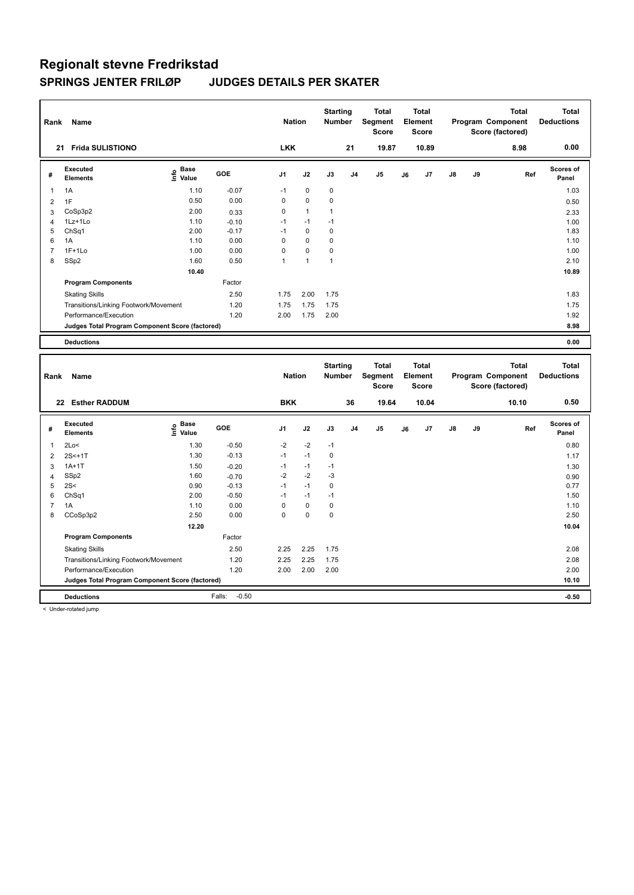# Regionalt stevne Fredrikstad

## SPRINGS JENTER FRILØP JUDGES DETAILS PER SKATER

| Rank | Name | Nation | Starting Number | Total Segment Score | Total Element Score | Total Program Component Score (factored) | Total Deductions |
|---|---|---|---|---|---|---|---|
| 21 | Frida SULISTIONO | LKK | 21 | 19.87 | 10.89 | 8.98 | 0.00 |

| # | Executed Elements | Info | Base Value | GOE | J1 | J2 | J3 | J4 | J5 | J6 | J7 | J8 | J9 | Ref | Scores of Panel |
|---|---|---|---|---|---|---|---|---|---|---|---|---|---|---|---|
| 1 | 1A | | 1.10 | -0.07 | -1 | 0 | 0 | | | | | | | | 1.03 |
| 2 | 1F | | 0.50 | 0.00 | 0 | 0 | 0 | | | | | | | | 0.50 |
| 3 | CoSp3p2 | | 2.00 | 0.33 | 0 | 1 | 1 | | | | | | | | 2.33 |
| 4 | 1Lz+1Lo | | 1.10 | -0.10 | -1 | -1 | -1 | | | | | | | | 1.00 |
| 5 | ChSq1 | | 2.00 | -0.17 | -1 | 0 | 0 | | | | | | | | 1.83 |
| 6 | 1A | | 1.10 | 0.00 | 0 | 0 | 0 | | | | | | | | 1.10 |
| 7 | 1F+1Lo | | 1.00 | 0.00 | 0 | 0 | 0 | | | | | | | | 1.00 |
| 8 | SSp2 | | 1.60 | 0.50 | 1 | 1 | 1 | | | | | | | | 2.10 |
| | | | 10.40 | | | | | | | | | | | | 10.89 |
| | **Program Components** | | | Factor | | | | | | | | | | | |
| | Skating Skills | | | 2.50 | 1.75 | 2.00 | 1.75 | | | | | | | | 1.83 |
| | Transitions/Linking Footwork/Movement | | | 1.20 | 1.75 | 1.75 | 1.75 | | | | | | | | 1.75 |
| | Performance/Execution | | | 1.20 | 2.00 | 1.75 | 2.00 | | | | | | | | 1.92 |
| | **Judges Total Program Component Score (factored)** | | | | | | | | | | | | | | 8.98 |
| | **Deductions** | | | | | | | | | | | | | | 0.00 |

| Rank | Name | Nation | Starting Number | Total Segment Score | Total Element Score | Total Program Component Score (factored) | Total Deductions |
|---|---|---|---|---|---|---|---|
| 22 | Esther RADDUM | BKK | 36 | 19.64 | 10.04 | 10.10 | 0.50 |

| # | Executed Elements | Info | Base Value | GOE | J1 | J2 | J3 | J4 | J5 | J6 | J7 | J8 | J9 | Ref | Scores of Panel |
|---|---|---|---|---|---|---|---|---|---|---|---|---|---|---|---|
| 1 | 2Lo< | | 1.30 | -0.50 | -2 | -2 | -1 | | | | | | | | 0.80 |
| 2 | 2S<+1T | | 1.30 | -0.13 | -1 | -1 | 0 | | | | | | | | 1.17 |
| 3 | 1A+1T | | 1.50 | -0.20 | -1 | -1 | -1 | | | | | | | | 1.30 |
| 4 | SSp2 | | 1.60 | -0.70 | -2 | -2 | -3 | | | | | | | | 0.90 |
| 5 | 2S< | | 0.90 | -0.13 | -1 | -1 | 0 | | | | | | | | 0.77 |
| 6 | ChSq1 | | 2.00 | -0.50 | -1 | -1 | -1 | | | | | | | | 1.50 |
| 7 | 1A | | 1.10 | 0.00 | 0 | 0 | 0 | | | | | | | | 1.10 |
| 8 | CCoSp3p2 | | 2.50 | 0.00 | 0 | 0 | 0 | | | | | | | | 2.50 |
| | | | 12.20 | | | | | | | | | | | | 10.04 |
| | **Program Components** | | | Factor | | | | | | | | | | | |
| | Skating Skills | | | 2.50 | 2.25 | 2.25 | 1.75 | | | | | | | | 2.08 |
| | Transitions/Linking Footwork/Movement | | | 1.20 | 2.25 | 2.25 | 1.75 | | | | | | | | 2.08 |
| | Performance/Execution | | | 1.20 | 2.00 | 2.00 | 2.00 | | | | | | | | 2.00 |
| | **Judges Total Program Component Score (factored)** | | | | | | | | | | | | | | 10.10 |
| | **Deductions** | | | Falls: -0.50 | | | | | | | | | | | -0.50 |

< Under-rotated jump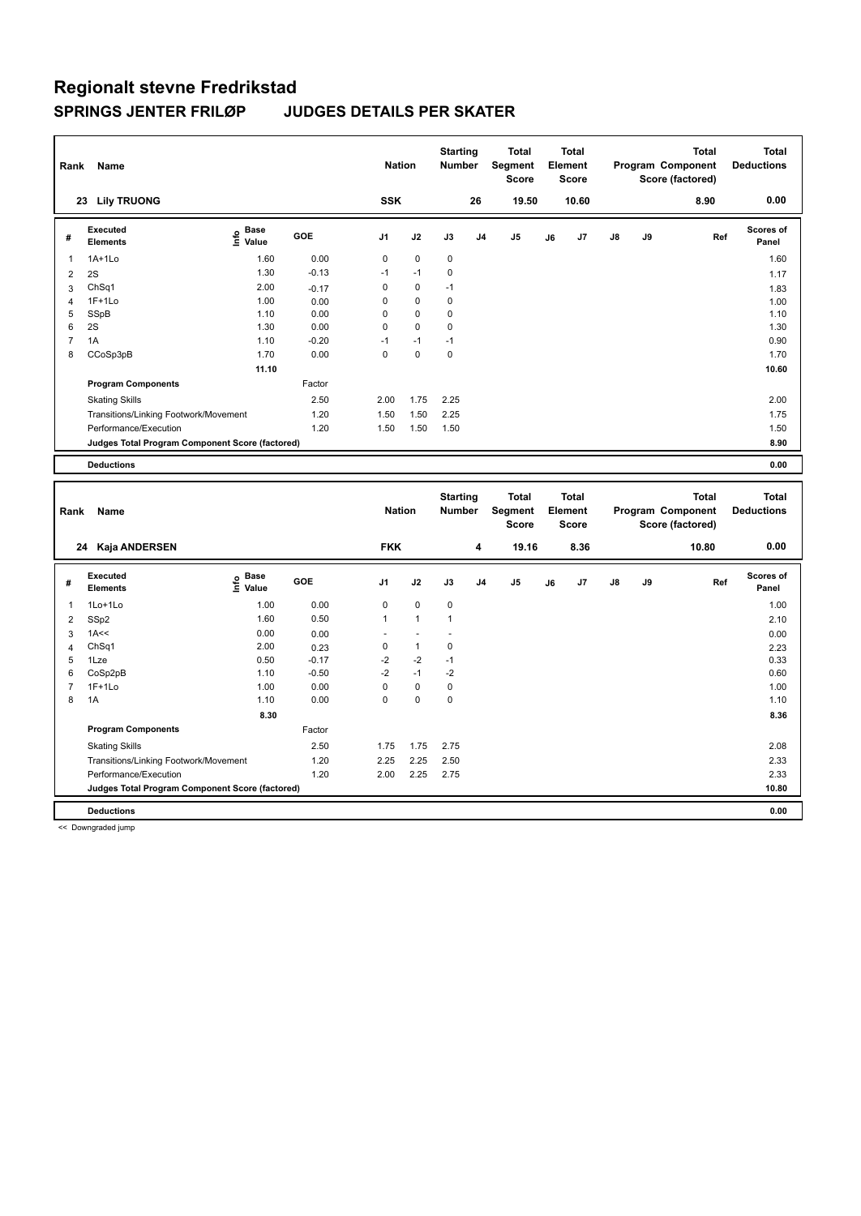# Regionalt stevne Fredrikstad

## SPRINGS JENTER FRILØP JUDGES DETAILS PER SKATER

| Rank | Name | Nation | Starting Number | Total Segment Score | Total Element Score | Total Program Component Score (factored) | Total Deductions |
|---|---|---|---|---|---|---|---|
| 23 | Lily TRUONG | SSK | 26 | 19.50 | 10.60 | 8.90 | 0.00 |

| # | Executed Elements | Info | Base Value | GOE | J1 | J2 | J3 | J4 | J5 | J6 | J7 | J8 | J9 | Ref | Scores of Panel |
|---|---|---|---|---|---|---|---|---|---|---|---|---|---|---|---|
| 1 | 1A+1Lo | | 1.60 | 0.00 | 0 | 0 | 0 | | | | | | | | 1.60 |
| 2 | 2S | | 1.30 | -0.13 | -1 | -1 | 0 | | | | | | | | 1.17 |
| 3 | ChSq1 | | 2.00 | -0.17 | 0 | 0 | -1 | | | | | | | | 1.83 |
| 4 | 1F+1Lo | | 1.00 | 0.00 | 0 | 0 | 0 | | | | | | | | 1.00 |
| 5 | SSpB | | 1.10 | 0.00 | 0 | 0 | 0 | | | | | | | | 1.10 |
| 6 | 2S | | 1.30 | 0.00 | 0 | 0 | 0 | | | | | | | | 1.30 |
| 7 | 1A | | 1.10 | -0.20 | -1 | -1 | -1 | | | | | | | | 0.90 |
| 8 | CCoSp3pB | | 1.70 | 0.00 | 0 | 0 | 0 | | | | | | | | 1.70 |
| | | | 11.10 | | | | | | | | | | | | 10.60 |
| | **Program Components** | | | Factor | | | | | | | | | | | |
| | Skating Skills | | | 2.50 | 2.00 | 1.75 | 2.25 | | | | | | | | 2.00 |
| | Transitions/Linking Footwork/Movement | | | 1.20 | 1.50 | 1.50 | 2.25 | | | | | | | | 1.75 |
| | Performance/Execution | | | 1.20 | 1.50 | 1.50 | 1.50 | | | | | | | | 1.50 |
| | **Judges Total Program Component Score (factored)** | | | | | | | | | | | | | | 8.90 |
| | **Deductions** | | | | | | | | | | | | | | 0.00 |

| Rank | Name | Nation | Starting Number | Total Segment Score | Total Element Score | Total Program Component Score (factored) | Total Deductions |
|---|---|---|---|---|---|---|---|
| 24 | Kaja ANDERSEN | FKK | 4 | 19.16 | 8.36 | 10.80 | 0.00 |

| # | Executed Elements | Info | Base Value | GOE | J1 | J2 | J3 | J4 | J5 | J6 | J7 | J8 | J9 | Ref | Scores of Panel |
|---|---|---|---|---|---|---|---|---|---|---|---|---|---|---|---|
| 1 | 1Lo+1Lo | | 1.00 | 0.00 | 0 | 0 | 0 | | | | | | | | 1.00 |
| 2 | SSp2 | | 1.60 | 0.50 | 1 | 1 | 1 | | | | | | | | 2.10 |
| 3 | 1A<< | | 0.00 | 0.00 | - | - | - | | | | | | | | 0.00 |
| 4 | ChSq1 | | 2.00 | 0.23 | 0 | 1 | 0 | | | | | | | | 2.23 |
| 5 | 1Lze | | 0.50 | -0.17 | -2 | -2 | -1 | | | | | | | | 0.33 |
| 6 | CoSp2pB | | 1.10 | -0.50 | -2 | -1 | -2 | | | | | | | | 0.60 |
| 7 | 1F+1Lo | | 1.00 | 0.00 | 0 | 0 | 0 | | | | | | | | 1.00 |
| 8 | 1A | | 1.10 | 0.00 | 0 | 0 | 0 | | | | | | | | 1.10 |
| | | | 8.30 | | | | | | | | | | | | 8.36 |
| | **Program Components** | | | Factor | | | | | | | | | | | |
| | Skating Skills | | | 2.50 | 1.75 | 1.75 | 2.75 | | | | | | | | 2.08 |
| | Transitions/Linking Footwork/Movement | | | 1.20 | 2.25 | 2.25 | 2.50 | | | | | | | | 2.33 |
| | Performance/Execution | | | 1.20 | 2.00 | 2.25 | 2.75 | | | | | | | | 2.33 |
| | **Judges Total Program Component Score (factored)** | | | | | | | | | | | | | | 10.80 |
| | **Deductions** | | | | | | | | | | | | | | 0.00 |

<< Downgraded jump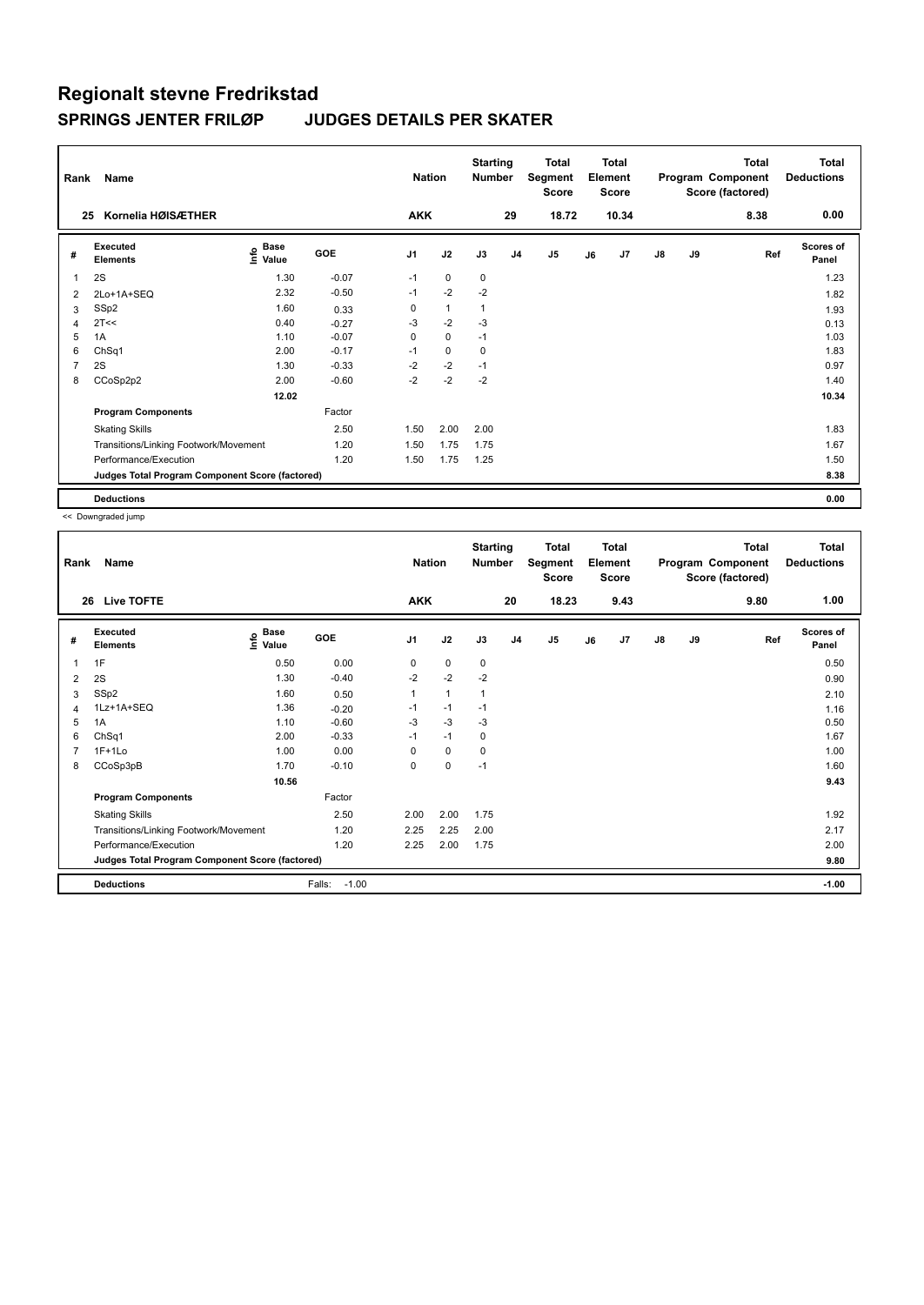# Regionalt stevne Fredrikstad

## SPRINGS JENTER FRILØP JUDGES DETAILS PER SKATER

| Rank | Name | Nation | Starting Number | Total Segment Score | Total Element Score | Total Program Component Score (factored) | Total Deductions |
|---|---|---|---|---|---|---|---|
| 25 | Kornelia HØISÆTHER | AKK | 29 | 18.72 | 10.34 | 8.38 | 0.00 |

| # | Executed Elements | Info | Base Value | GOE | J1 | J2 | J3 | J4 | J5 | J6 | J7 | J8 | J9 | Ref | Scores of Panel |
|---|---|---|---|---|---|---|---|---|---|---|---|---|---|---|---|
| 1 | 2S | | 1.30 | -0.07 | -1 | 0 | 0 | | | | | | | | 1.23 |
| 2 | 2Lo+1A+SEQ | | 2.32 | -0.50 | -1 | -2 | -2 | | | | | | | | 1.82 |
| 3 | SSp2 | | 1.60 | 0.33 | 0 | 1 | 1 | | | | | | | | 1.93 |
| 4 | 2T<< | | 0.40 | -0.27 | -3 | -2 | -3 | | | | | | | | 0.13 |
| 5 | 1A | | 1.10 | -0.07 | 0 | 0 | -1 | | | | | | | | 1.03 |
| 6 | ChSq1 | | 2.00 | -0.17 | -1 | 0 | 0 | | | | | | | | 1.83 |
| 7 | 2S | | 1.30 | -0.33 | -2 | -2 | -1 | | | | | | | | 0.97 |
| 8 | CCoSp2p2 | | 2.00 | -0.60 | -2 | -2 | -2 | | | | | | | | 1.40 |
| | | | 12.02 | | | | | | | | | | | | 10.34 |
| | **Program Components** | | | Factor | | | | | | | | | | | |
| | Skating Skills | | | 2.50 | 1.50 | 2.00 | 2.00 | | | | | | | | 1.83 |
| | Transitions/Linking Footwork/Movement | | | 1.20 | 1.50 | 1.75 | 1.75 | | | | | | | | 1.67 |
| | Performance/Execution | | | 1.20 | 1.50 | 1.75 | 1.25 | | | | | | | | 1.50 |
| | **Judges Total Program Component Score (factored)** | | | | | | | | | | | | | | 8.38 |
| | **Deductions** | | | | | | | | | | | | | | 0.00 |

<< Downgraded jump

| Rank | Name | Nation | Starting Number | Total Segment Score | Total Element Score | Total Program Component Score (factored) | Total Deductions |
|---|---|---|---|---|---|---|---|
| 26 | Live TOFTE | AKK | 20 | 18.23 | 9.43 | 9.80 | 1.00 |

| # | Executed Elements | Info | Base Value | GOE | J1 | J2 | J3 | J4 | J5 | J6 | J7 | J8 | J9 | Ref | Scores of Panel |
|---|---|---|---|---|---|---|---|---|---|---|---|---|---|---|---|
| 1 | 1F | | 0.50 | 0.00 | 0 | 0 | 0 | | | | | | | | 0.50 |
| 2 | 2S | | 1.30 | -0.40 | -2 | -2 | -2 | | | | | | | | 0.90 |
| 3 | SSp2 | | 1.60 | 0.50 | 1 | 1 | 1 | | | | | | | | 2.10 |
| 4 | 1Lz+1A+SEQ | | 1.36 | -0.20 | -1 | -1 | -1 | | | | | | | | 1.16 |
| 5 | 1A | | 1.10 | -0.60 | -3 | -3 | -3 | | | | | | | | 0.50 |
| 6 | ChSq1 | | 2.00 | -0.33 | -1 | -1 | 0 | | | | | | | | 1.67 |
| 7 | 1F+1Lo | | 1.00 | 0.00 | 0 | 0 | 0 | | | | | | | | 1.00 |
| 8 | CCoSp3pB | | 1.70 | -0.10 | 0 | 0 | -1 | | | | | | | | 1.60 |
| | | | 10.56 | | | | | | | | | | | | 9.43 |
| | **Program Components** | | | Factor | | | | | | | | | | | |
| | Skating Skills | | | 2.50 | 2.00 | 2.00 | 1.75 | | | | | | | | 1.92 |
| | Transitions/Linking Footwork/Movement | | | 1.20 | 2.25 | 2.25 | 2.00 | | | | | | | | 2.17 |
| | Performance/Execution | | | 1.20 | 2.25 | 2.00 | 1.75 | | | | | | | | 2.00 |
| | **Judges Total Program Component Score (factored)** | | | | | | | | | | | | | | 9.80 |
| | **Deductions** | | | Falls: -1.00 | | | | | | | | | | | -1.00 |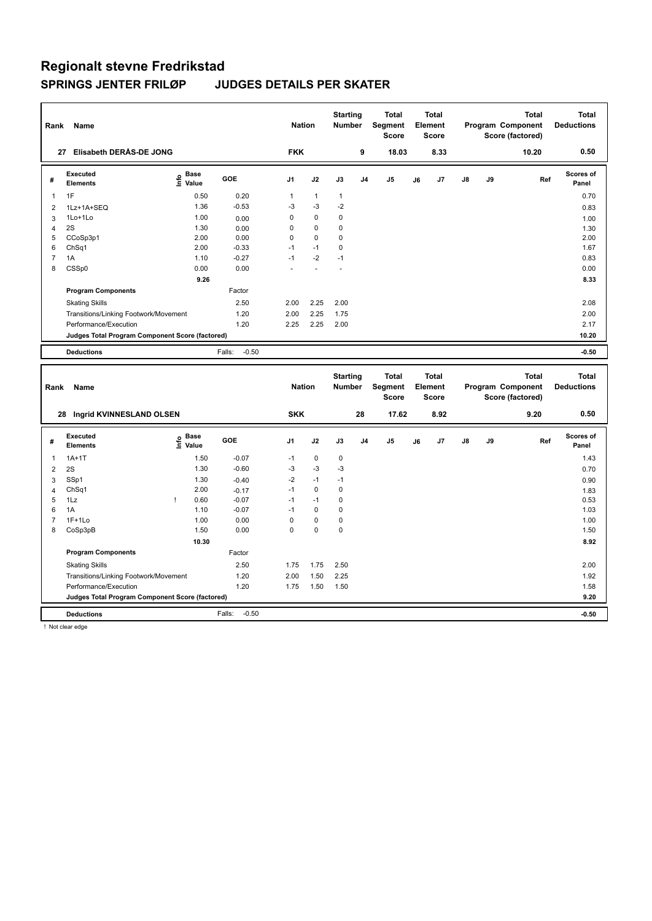# Regionalt stevne Fredrikstad

## SPRINGS JENTER FRILØP JUDGES DETAILS PER SKATER

| Rank | Name | Nation | Starting Number | Total Segment Score | Total Element Score | Total Program Component Score (factored) | Total Deductions |
|---|---|---|---|---|---|---|---|
| 27 | Elisabeth DERÅS-DE JONG | FKK | 9 | 18.03 | 8.33 | 10.20 | 0.50 |

| # | Executed Elements | Info | Base Value | GOE | J1 | J2 | J3 | J4 | J5 | J6 | J7 | J8 | J9 | Ref | Scores of Panel |
|---|---|---|---|---|---|---|---|---|---|---|---|---|---|---|---|
| 1 | 1F | | 0.50 | 0.20 | 1 | 1 | 1 | | | | | | | | 0.70 |
| 2 | 1Lz+1A+SEQ | | 1.36 | -0.53 | -3 | -3 | -2 | | | | | | | | 0.83 |
| 3 | 1Lo+1Lo | | 1.00 | 0.00 | 0 | 0 | 0 | | | | | | | | 1.00 |
| 4 | 2S | | 1.30 | 0.00 | 0 | 0 | 0 | | | | | | | | 1.30 |
| 5 | CCoSp3p1 | | 2.00 | 0.00 | 0 | 0 | 0 | | | | | | | | 2.00 |
| 6 | ChSq1 | | 2.00 | -0.33 | -1 | -1 | 0 | | | | | | | | 1.67 |
| 7 | 1A | | 1.10 | -0.27 | -1 | -2 | -1 | | | | | | | | 0.83 |
| 8 | CSSp0 | | 0.00 | 0.00 | - | - | - | | | | | | | | 0.00 |
| | | | 9.26 | | | | | | | | | | | | 8.33 |
| | **Program Components** | | | Factor | | | | | | | | | | | |
| | Skating Skills | | | 2.50 | 2.00 | 2.25 | 2.00 | | | | | | | | 2.08 |
| | Transitions/Linking Footwork/Movement | | | 1.20 | 2.00 | 2.25 | 1.75 | | | | | | | | 2.00 |
| | Performance/Execution | | | 1.20 | 2.25 | 2.25 | 2.00 | | | | | | | | 2.17 |
| | **Judges Total Program Component Score (factored)** | | | | | | | | | | | | | | 10.20 |
| | **Deductions** | | | Falls: -0.50 | | | | | | | | | | | -0.50 |

| Rank | Name | Nation | Starting Number | Total Segment Score | Total Element Score | Total Program Component Score (factored) | Total Deductions |
|---|---|---|---|---|---|---|---|
| 28 | Ingrid KVINNESLAND OLSEN | SKK | 28 | 17.62 | 8.92 | 9.20 | 0.50 |

| # | Executed Elements | Info | Base Value | GOE | J1 | J2 | J3 | J4 | J5 | J6 | J7 | J8 | J9 | Ref | Scores of Panel |
|---|---|---|---|---|---|---|---|---|---|---|---|---|---|---|---|
| 1 | 1A+1T | | 1.50 | -0.07 | -1 | 0 | 0 | | | | | | | | 1.43 |
| 2 | 2S | | 1.30 | -0.60 | -3 | -3 | -3 | | | | | | | | 0.70 |
| 3 | SSp1 | | 1.30 | -0.40 | -2 | -1 | -1 | | | | | | | | 0.90 |
| 4 | ChSq1 | | 2.00 | -0.17 | -1 | 0 | 0 | | | | | | | | 1.83 |
| 5 | 1Lz | ! | 0.60 | -0.07 | -1 | -1 | 0 | | | | | | | | 0.53 |
| 6 | 1A | | 1.10 | -0.07 | -1 | 0 | 0 | | | | | | | | 1.03 |
| 7 | 1F+1Lo | | 1.00 | 0.00 | 0 | 0 | 0 | | | | | | | | 1.00 |
| 8 | CoSp3pB | | 1.50 | 0.00 | 0 | 0 | 0 | | | | | | | | 1.50 |
| | | | 10.30 | | | | | | | | | | | | 8.92 |
| | **Program Components** | | | Factor | | | | | | | | | | | |
| | Skating Skills | | | 2.50 | 1.75 | 1.75 | 2.50 | | | | | | | | 2.00 |
| | Transitions/Linking Footwork/Movement | | | 1.20 | 2.00 | 1.50 | 2.25 | | | | | | | | 1.92 |
| | Performance/Execution | | | 1.20 | 1.75 | 1.50 | 1.50 | | | | | | | | 1.58 |
| | **Judges Total Program Component Score (factored)** | | | | | | | | | | | | | | 9.20 |
| | **Deductions** | | | Falls: -0.50 | | | | | | | | | | | -0.50 |

! Not clear edge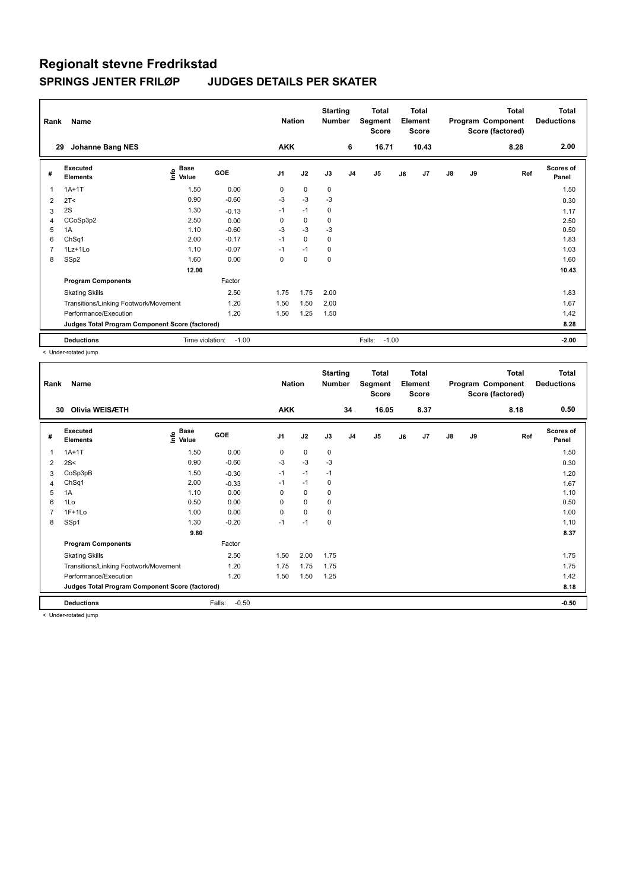# Regionalt stevne Fredrikstad

## SPRINGS JENTER FRILØP JUDGES DETAILS PER SKATER

| Rank | Name | Nation | Starting Number | Total Segment Score | Total Element Score | Total Program Component Score (factored) | Total Deductions |
|---|---|---|---|---|---|---|---|
| 29 | Johanne Bang NES | AKK | 6 | 16.71 | 10.43 | 8.28 | 2.00 |

| # | Executed Elements | Info | Base Value | GOE | J1 | J2 | J3 | J4 | J5 | J6 | J7 | J8 | J9 | Ref | Scores of Panel |
|---|---|---|---|---|---|---|---|---|---|---|---|---|---|---|---|
| 1 | 1A+1T | | 1.50 | 0.00 | 0 | 0 | 0 | | | | | | | | 1.50 |
| 2 | 2T< | | 0.90 | -0.60 | -3 | -3 | -3 | | | | | | | | 0.30 |
| 3 | 2S | | 1.30 | -0.13 | -1 | -1 | 0 | | | | | | | | 1.17 |
| 4 | CCoSp3p2 | | 2.50 | 0.00 | 0 | 0 | 0 | | | | | | | | 2.50 |
| 5 | 1A | | 1.10 | -0.60 | -3 | -3 | -3 | | | | | | | | 0.50 |
| 6 | ChSq1 | | 2.00 | -0.17 | -1 | 0 | 0 | | | | | | | | 1.83 |
| 7 | 1Lz+1Lo | | 1.10 | -0.07 | -1 | -1 | 0 | | | | | | | | 1.03 |
| 8 | SSp2 | | 1.60 | 0.00 | 0 | 0 | 0 | | | | | | | | 1.60 |
| | | | 12.00 | | | | | | | | | | | | 10.43 |
| | **Program Components** | | | Factor | | | | | | | | | | | |
| | Skating Skills | | | 2.50 | 1.75 | 1.75 | 2.00 | | | | | | | | 1.83 |
| | Transitions/Linking Footwork/Movement | | | 1.20 | 1.50 | 1.50 | 2.00 | | | | | | | | 1.67 |
| | Performance/Execution | | | 1.20 | 1.50 | 1.25 | 1.50 | | | | | | | | 1.42 |
| | **Judges Total Program Component Score (factored)** | | | | | | | | | | | | | | 8.28 |
| | **Deductions** | | Time violation: | -1.00 | | | | | Falls: -1.00 | | | | | | -2.00 |

< Under-rotated jump

| Rank | Name | Nation | Starting Number | Total Segment Score | Total Element Score | Total Program Component Score (factored) | Total Deductions |
|---|---|---|---|---|---|---|---|
| 30 | Olivia WEISÆTH | AKK | 34 | 16.05 | 8.37 | 8.18 | 0.50 |

| # | Executed Elements | Info | Base Value | GOE | J1 | J2 | J3 | J4 | J5 | J6 | J7 | J8 | J9 | Ref | Scores of Panel |
|---|---|---|---|---|---|---|---|---|---|---|---|---|---|---|---|
| 1 | 1A+1T | | 1.50 | 0.00 | 0 | 0 | 0 | | | | | | | | 1.50 |
| 2 | 2S< | | 0.90 | -0.60 | -3 | -3 | -3 | | | | | | | | 0.30 |
| 3 | CoSp3pB | | 1.50 | -0.30 | -1 | -1 | -1 | | | | | | | | 1.20 |
| 4 | ChSq1 | | 2.00 | -0.33 | -1 | -1 | 0 | | | | | | | | 1.67 |
| 5 | 1A | | 1.10 | 0.00 | 0 | 0 | 0 | | | | | | | | 1.10 |
| 6 | 1Lo | | 0.50 | 0.00 | 0 | 0 | 0 | | | | | | | | 0.50 |
| 7 | 1F+1Lo | | 1.00 | 0.00 | 0 | 0 | 0 | | | | | | | | 1.00 |
| 8 | SSp1 | | 1.30 | -0.20 | -1 | -1 | 0 | | | | | | | | 1.10 |
| | | | 9.80 | | | | | | | | | | | | 8.37 |
| | **Program Components** | | | Factor | | | | | | | | | | | |
| | Skating Skills | | | 2.50 | 1.50 | 2.00 | 1.75 | | | | | | | | 1.75 |
| | Transitions/Linking Footwork/Movement | | | 1.20 | 1.75 | 1.75 | 1.75 | | | | | | | | 1.75 |
| | Performance/Execution | | | 1.20 | 1.50 | 1.50 | 1.25 | | | | | | | | 1.42 |
| | **Judges Total Program Component Score (factored)** | | | | | | | | | | | | | | 8.18 |
| | **Deductions** | | Falls: | -0.50 | | | | | | | | | | | -0.50 |

< Under-rotated jump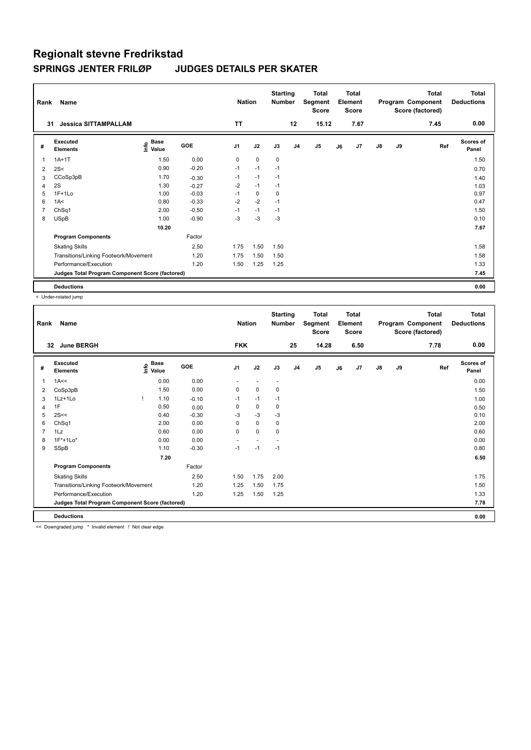# Regionalt stevne Fredrikstad

## SPRINGS JENTER FRILØP JUDGES DETAILS PER SKATER

| Rank | Name | | | Nation | | Starting Number | | Total Segment Score | | Total Element Score | | | Total Program Component Score (factored) | Total Deductions |
|---|---|---|---|---|---|---|---|---|---|---|---|---|---|---|
| 31 | Jessica SITTAMPALLAM | | | TT | | 12 | | 15.12 | | 7.67 | | | 7.45 | 0.00 |

| # | Executed Elements | Info | Base Value | GOE | J1 | J2 | J3 | J4 | J5 | J6 | J7 | J8 | J9 | Ref | Scores of Panel |
|---|---|---|---|---|---|---|---|---|---|---|---|---|---|---|---|
| 1 | 1A+1T | | 1.50 | 0.00 | 0 | 0 | 0 | | | | | | | | 1.50 |
| 2 | 2S< | | 0.90 | -0.20 | -1 | -1 | -1 | | | | | | | | 0.70 |
| 3 | CCoSp3pB | | 1.70 | -0.30 | -1 | -1 | -1 | | | | | | | | 1.40 |
| 4 | 2S | | 1.30 | -0.27 | -2 | -1 | -1 | | | | | | | | 1.03 |
| 5 | 1F+1Lo | | 1.00 | -0.03 | -1 | 0 | 0 | | | | | | | | 0.97 |
| 6 | 1A< | | 0.80 | -0.33 | -2 | -2 | -1 | | | | | | | | 0.47 |
| 7 | ChSq1 | | 2.00 | -0.50 | -1 | -1 | -1 | | | | | | | | 1.50 |
| 8 | USpB | | 1.00 | -0.90 | -3 | -3 | -3 | | | | | | | | 0.10 |
| | | | 10.20 | | | | | | | | | | | | 7.67 |
| | **Program Components** | | | Factor | | | | | | | | | | | |
| | Skating Skills | | | 2.50 | 1.75 | 1.50 | 1.50 | | | | | | | | 1.58 |
| | Transitions/Linking Footwork/Movement | | | 1.20 | 1.75 | 1.50 | 1.50 | | | | | | | | 1.58 |
| | Performance/Execution | | | 1.20 | 1.50 | 1.25 | 1.25 | | | | | | | | 1.33 |
| | **Judges Total Program Component Score (factored)** | | | | | | | | | | | | | | 7.45 |
| | **Deductions** | | | | | | | | | | | | | | 0.00 |

< Under-rotated jump

| Rank | Name | | | Nation | | Starting Number | | Total Segment Score | | Total Element Score | | | Total Program Component Score (factored) | Total Deductions |
|---|---|---|---|---|---|---|---|---|---|---|---|---|---|---|
| 32 | June BERGH | | | FKK | | 25 | | 14.28 | | 6.50 | | | 7.78 | 0.00 |

| # | Executed Elements | Info | Base Value | GOE | J1 | J2 | J3 | J4 | J5 | J6 | J7 | J8 | J9 | Ref | Scores of Panel |
|---|---|---|---|---|---|---|---|---|---|---|---|---|---|---|---|
| 1 | 1A<< | | 0.00 | 0.00 | - | - | - | | | | | | | | 0.00 |
| 2 | CoSp3pB | | 1.50 | 0.00 | 0 | 0 | 0 | | | | | | | | 1.50 |
| 3 | 1Lz+1Lo | ! | 1.10 | -0.10 | -1 | -1 | -1 | | | | | | | | 1.00 |
| 4 | 1F | | 0.50 | 0.00 | 0 | 0 | 0 | | | | | | | | 0.50 |
| 5 | 2S<< | | 0.40 | -0.30 | -3 | -3 | -3 | | | | | | | | 0.10 |
| 6 | ChSq1 | | 2.00 | 0.00 | 0 | 0 | 0 | | | | | | | | 2.00 |
| 7 | 1Lz | | 0.60 | 0.00 | 0 | 0 | 0 | | | | | | | | 0.60 |
| 8 | 1F*+1Lo* | | 0.00 | 0.00 | - | - | - | | | | | | | | 0.00 |
| 9 | SSpB | | 1.10 | -0.30 | -1 | -1 | -1 | | | | | | | | 0.80 |
| | | | 7.20 | | | | | | | | | | | | 6.50 |
| | **Program Components** | | | Factor | | | | | | | | | | | |
| | Skating Skills | | | 2.50 | 1.50 | 1.75 | 2.00 | | | | | | | | 1.75 |
| | Transitions/Linking Footwork/Movement | | | 1.20 | 1.25 | 1.50 | 1.75 | | | | | | | | 1.50 |
| | Performance/Execution | | | 1.20 | 1.25 | 1.50 | 1.25 | | | | | | | | 1.33 |
| | **Judges Total Program Component Score (factored)** | | | | | | | | | | | | | | 7.78 |
| | **Deductions** | | | | | | | | | | | | | | 0.00 |

<< Downgraded jump * Invalid element ! Not clear edge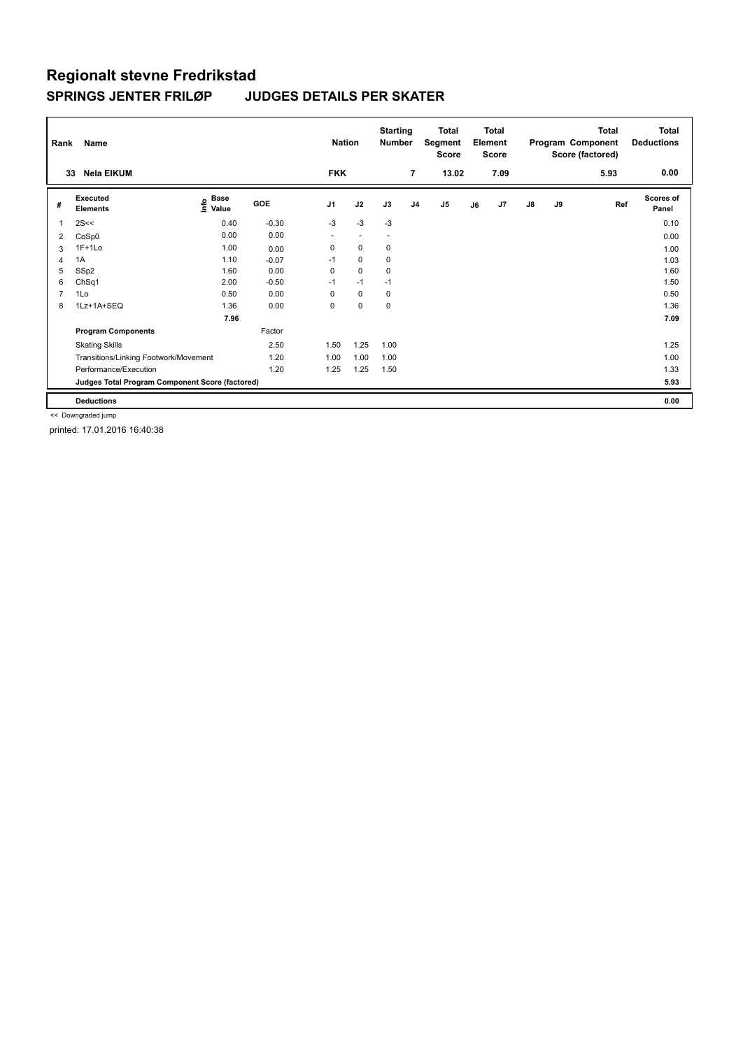# Regionalt stevne Fredrikstad

## SPRINGS JENTER FRILØP JUDGES DETAILS PER SKATER

| Rank | Name | Nation | Starting Number | Total Segment Score | Total Element Score | Total Program Component Score (factored) | Total Deductions |
|---|---|---|---|---|---|---|---|
| 33 | Nela EIKUM | FKK | 7 | 13.02 | 7.09 | 5.93 | 0.00 |

| # | Executed Elements | Info | Base Value | GOE | J1 | J2 | J3 | J4 | J5 | J6 | J7 | J8 | J9 | Ref | Scores of Panel |
|---|---|---|---|---|---|---|---|---|---|---|---|---|---|---|---|
| 1 | 2S<< | | 0.40 | -0.30 | -3 | -3 | -3 | | | | | | | | 0.10 |
| 2 | CoSp0 | | 0.00 | 0.00 | - | - | - | | | | | | | | 0.00 |
| 3 | 1F+1Lo | | 1.00 | 0.00 | 0 | 0 | 0 | | | | | | | | 1.00 |
| 4 | 1A | | 1.10 | -0.07 | -1 | 0 | 0 | | | | | | | | 1.03 |
| 5 | SSp2 | | 1.60 | 0.00 | 0 | 0 | 0 | | | | | | | | 1.60 |
| 6 | ChSq1 | | 2.00 | -0.50 | -1 | -1 | -1 | | | | | | | | 1.50 |
| 7 | 1Lo | | 0.50 | 0.00 | 0 | 0 | 0 | | | | | | | | 0.50 |
| 8 | 1Lz+1A+SEQ | | 1.36 | 0.00 | 0 | 0 | 0 | | | | | | | | 1.36 |
| | | | 7.96 | | | | | | | | | | | | 7.09 |
| | **Program Components** | | | Factor | | | | | | | | | | | |
| | Skating Skills | | | 2.50 | 1.50 | 1.25 | 1.00 | | | | | | | | 1.25 |
| | Transitions/Linking Footwork/Movement | | | 1.20 | 1.00 | 1.00 | 1.00 | | | | | | | | 1.00 |
| | Performance/Execution | | | 1.20 | 1.25 | 1.25 | 1.50 | | | | | | | | 1.33 |
| | **Judges Total Program Component Score (factored)** | | | | | | | | | | | | | | 5.93 |
| | **Deductions** | | | | | | | | | | | | | | 0.00 |

<< Downgraded jump

printed: 17.01.2016 16:40:38